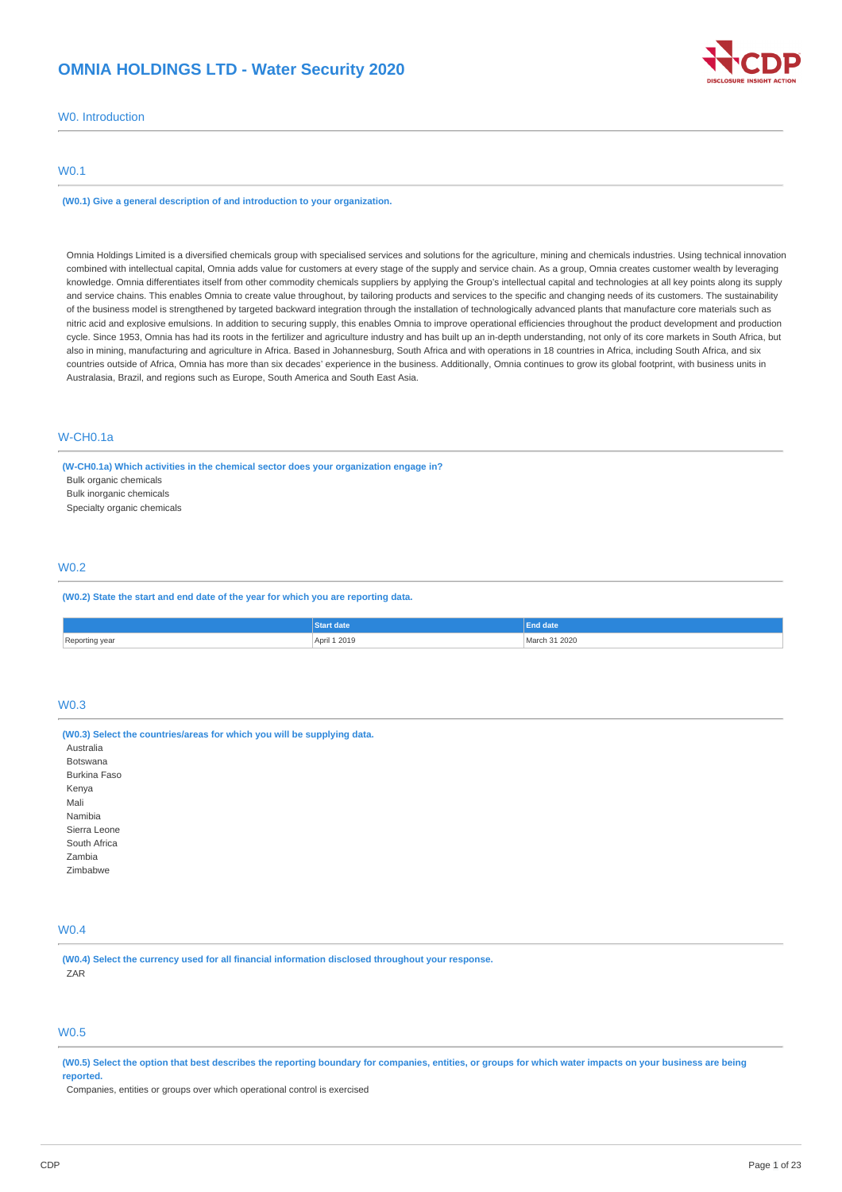# OMNIA HOLDINGS LTD - Water Security 2020

## W0. Introduction

### W0.1

**(W0.1) Give a general description of and introduction to your organization.**

Omnia Holdings Limited is a diversified chemicals group with specialised services and solutions for the agriculture, mining and chemicals industries. Using technical innovation combined with intellectual capital, Omnia adds value for customers at every stage of the supply and service chain. As a group, Omnia creates customer wealth by leveraging knowledge. Omnia differentiates itself from other commodity chemicals suppliers by applying the Group's intellectual capital and technologies at all key points along its supply and service chains. This enables Omnia to create value throughout, by tailoring products and services to the specific and changing needs of its customers. The sustainability of the business model is strengthened by targeted backward integration through the installation of technologically advanced plants that manufacture core materials such as nitric acid and explosive emulsions. In addition to securing supply, this enables Omnia to improve operational efficiencies throughout the product development and production cycle. Since 1953, Omnia has had its roots in the fertilizer and agriculture industry and has built up an in-depth understanding, not only of its core markets in South Africa, but also in mining, manufacturing and agriculture in Africa. Based in Johannesburg, South Africa and with operations in 18 countries in Africa, including South Africa, and six countries outside of Africa, Omnia has more than six decades' experience in the business. Additionally, Omnia continues to grow its global footprint, with business units in Australasia, Brazil, and regions such as Europe, South America and South East Asia.

### W-CH0.1a

**(W-CH0.1a) Which activities in the chemical sector does your organization engage in?**

Bulk organic chemicals
Bulk inorganic chemicals
Specialty organic chemicals

### W0.2

**(W0.2) State the start and end date of the year for which you are reporting data.**

| | Start date | End date |
|---|---|---|
| Reporting year | April 1 2019 | March 31 2020 |

### W0.3

**(W0.3) Select the countries/areas for which you will be supplying data.**

Australia
Botswana
Burkina Faso
Kenya
Mali
Namibia
Sierra Leone
South Africa
Zambia
Zimbabwe

### W0.4

**(W0.4) Select the currency used for all financial information disclosed throughout your response.**

ZAR

### W0.5

**(W0.5) Select the option that best describes the reporting boundary for companies, entities, or groups for which water impacts on your business are being reported.**

Companies, entities or groups over which operational control is exercised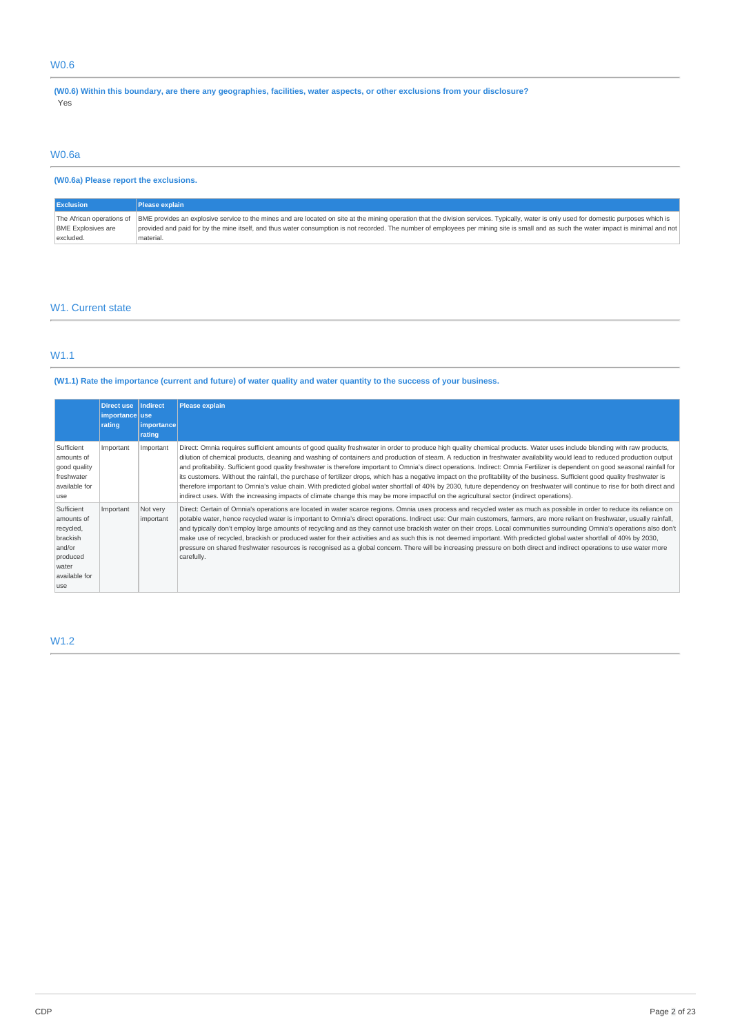## W0.6

**(W0.6) Within this boundary, are there any geographies, facilities, water aspects, or other exclusions from your disclosure?**

Yes

## W0.6a

**(W0.6a) Please report the exclusions.**

| Exclusion | Please explain |
|---|---|
| The African operations of BME Explosives are excluded. | BME provides an explosive service to the mines and are located on site at the mining operation that the division services. Typically, water is only used for domestic purposes which is provided and paid for by the mine itself, and thus water consumption is not recorded. The number of employees per mining site is small and as such the water impact is minimal and not material. |

# W1. Current state

## W1.1

**(W1.1) Rate the importance (current and future) of water quality and water quantity to the success of your business.**

| | Direct use importance rating | Indirect use importance rating | Please explain |
|---|---|---|---|
| Sufficient amounts of good quality freshwater available for use | Important | Important | Direct: Omnia requires sufficient amounts of good quality freshwater in order to produce high quality chemical products. Water uses include blending with raw products, dilution of chemical products, cleaning and washing of containers and production of steam. A reduction in freshwater availability would lead to reduced production output and profitability. Sufficient good quality freshwater is therefore important to Omnia's direct operations. Indirect: Omnia Fertilizer is dependent on good seasonal rainfall for its customers. Without the rainfall, the purchase of fertilizer drops, which has a negative impact on the profitability of the business. Sufficient good quality freshwater is therefore important to Omnia's value chain. With predicted global water shortfall of 40% by 2030, future dependency on freshwater will continue to rise for both direct and indirect uses. With the increasing impacts of climate change this may be more impactful on the agricultural sector (indirect operations). |
| Sufficient amounts of recycled, brackish and/or produced water available for use | Important | Not very important | Direct: Certain of Omnia's operations are located in water scarce regions. Omnia uses process and recycled water as much as possible in order to reduce its reliance on potable water, hence recycled water is important to Omnia's direct operations. Indirect use: Our main customers, farmers, are more reliant on freshwater, usually rainfall, and typically don't employ large amounts of recycling and as they cannot use brackish water on their crops. Local communities surrounding Omnia's operations also don't make use of recycled, brackish or produced water for their activities and as such this is not deemed important. With predicted global water shortfall of 40% by 2030, pressure on shared freshwater resources is recognised as a global concern. There will be increasing pressure on both direct and indirect operations to use water more carefully. |

## W1.2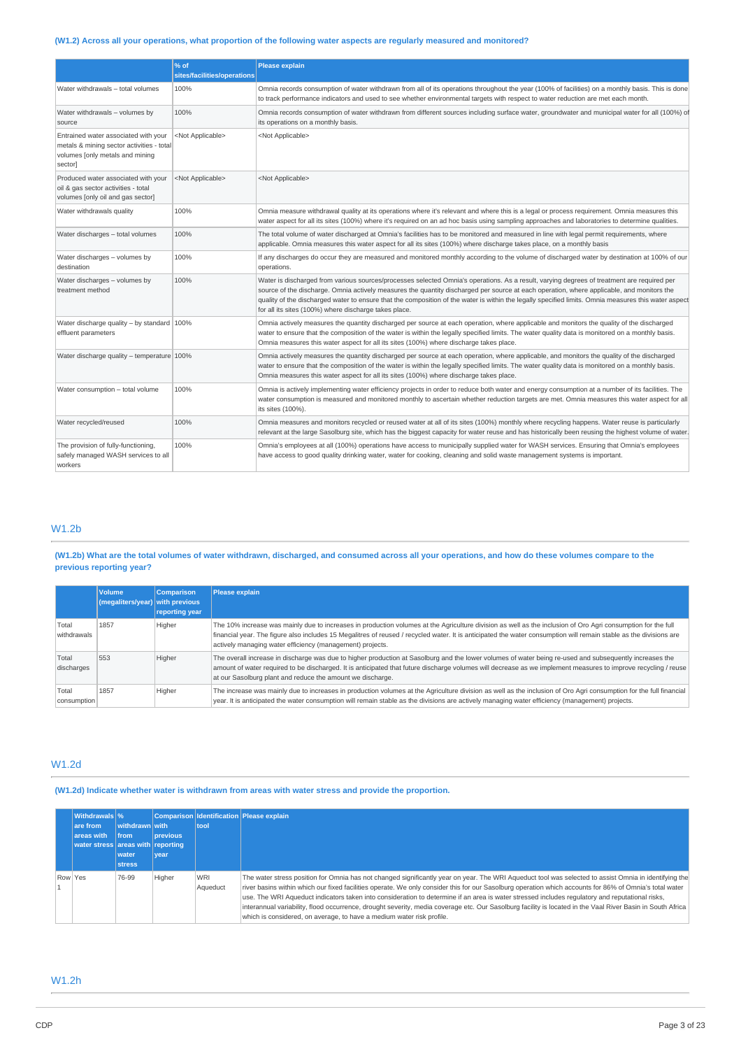**(W1.2) Across all your operations, what proportion of the following water aspects are regularly measured and monitored?**

| | % of sites/facilities/operations | Please explain |
|---|---|---|
| Water withdrawals – total volumes | 100% | Omnia records consumption of water withdrawn from all of its operations throughout the year (100% of facilities) on a monthly basis. This is done to track performance indicators and used to see whether environmental targets with respect to water reduction are met each month. |
| Water withdrawals – volumes by source | 100% | Omnia records consumption of water withdrawn from different sources including surface water, groundwater and municipal water for all (100%) of its operations on a monthly basis. |
| Entrained water associated with your metals & mining sector activities - total volumes [only metals and mining sector] | <Not Applicable> | <Not Applicable> |
| Produced water associated with your oil & gas sector activities - total volumes [only oil and gas sector] | <Not Applicable> | <Not Applicable> |
| Water withdrawals quality | 100% | Omnia measure withdrawal quality at its operations where it's relevant and where this is a legal or process requirement. Omnia measures this water aspect for all its sites (100%) where it's required on an ad hoc basis using sampling approaches and laboratories to determine qualities. |
| Water discharges – total volumes | 100% | The total volume of water discharged at Omnia's facilities has to be monitored and measured in line with legal permit requirements, where applicable. Omnia measures this water aspect for all its sites (100%) where discharge takes place, on a monthly basis |
| Water discharges – volumes by destination | 100% | If any discharges do occur they are measured and monitored monthly according to the volume of discharged water by destination at 100% of our operations. |
| Water discharges – volumes by treatment method | 100% | Water is discharged from various sources/processes selected Omnia's operations. As a result, varying degrees of treatment are required per source of the discharge. Omnia actively measures the quantity discharged per source at each operation, where applicable, and monitors the quality of the discharged water to ensure that the composition of the water is within the legally specified limits. Omnia measures this water aspect for all its sites (100%) where discharge takes place. |
| Water discharge quality – by standard effluent parameters | 100% | Omnia actively measures the quantity discharged per source at each operation, where applicable and monitors the quality of the discharged water to ensure that the composition of the water is within the legally specified limits. The water quality data is monitored on a monthly basis. Omnia measures this water aspect for all its sites (100%) where discharge takes place. |
| Water discharge quality – temperature | 100% | Omnia actively measures the quantity discharged per source at each operation, where applicable, and monitors the quality of the discharged water to ensure that the composition of the water is within the legally specified limits. The water quality data is monitored on a monthly basis. Omnia measures this water aspect for all its sites (100%) where discharge takes place. |
| Water consumption – total volume | 100% | Omnia is actively implementing water efficiency projects in order to reduce both water and energy consumption at a number of its facilities. The water consumption is measured and monitored monthly to ascertain whether reduction targets are met. Omnia measures this water aspect for all its sites (100%). |
| Water recycled/reused | 100% | Omnia measures and monitors recycled or reused water at all of its sites (100%) monthly where recycling happens. Water reuse is particularly relevant at the large Sasolburg site, which has the biggest capacity for water reuse and has historically been reusing the highest volume of water. |
| The provision of fully-functioning, safely managed WASH services to all workers | 100% | Omnia's employees at all (100%) operations have access to municipally supplied water for WASH services. Ensuring that Omnia's employees have access to good quality drinking water, water for cooking, cleaning and solid waste management systems is important. |

## W1.2b

**(W1.2b) What are the total volumes of water withdrawn, discharged, and consumed across all your operations, and how do these volumes compare to the previous reporting year?**

| | Volume (megaliters/year) | Comparison with previous reporting year | Please explain |
|---|---|---|---|
| Total withdrawals | 1857 | Higher | The 10% increase was mainly due to increases in production volumes at the Agriculture division as well as the inclusion of Oro Agri consumption for the full financial year. The figure also includes 15 Megalitres of reused / recycled water. It is anticipated the water consumption will remain stable as the divisions are actively managing water efficiency (management) projects. |
| Total discharges | 553 | Higher | The overall increase in discharge was due to higher production at Sasolburg and the lower volumes of water being re-used and subsequently increases the amount of water required to be discharged. It is anticipated that future discharge volumes will decrease as we implement measures to improve recycling / reuse at our Sasolburg plant and reduce the amount we discharge. |
| Total consumption | 1857 | Higher | The increase was mainly due to increases in production volumes at the Agriculture division as well as the inclusion of Oro Agri consumption for the full financial year. It is anticipated the water consumption will remain stable as the divisions are actively managing water efficiency (management) projects. |

## W1.2d

**(W1.2d) Indicate whether water is withdrawn from areas with water stress and provide the proportion.**

| | Withdrawals are from areas with water stress | % withdrawn from areas with water stress | Comparison with previous reporting year | Identification tool | Please explain |
|---|---|---|---|---|---|
| Row 1 | Yes | 76-99 | Higher | WRI Aqueduct | The water stress position for Omnia has not changed significantly year on year. The WRI Aqueduct tool was selected to assist Omnia in identifying the river basins within which our fixed facilities operate. We only consider this for our Sasolburg operation which accounts for 86% of Omnia's total water use. The WRI Aqueduct indicators taken into consideration to determine if an area is water stressed includes regulatory and reputational risks, interannual variability, flood occurrence, drought severity, media coverage etc. Our Sasolburg facility is located in the Vaal River Basin in South Africa which is considered, on average, to have a medium water risk profile. |

## W1.2h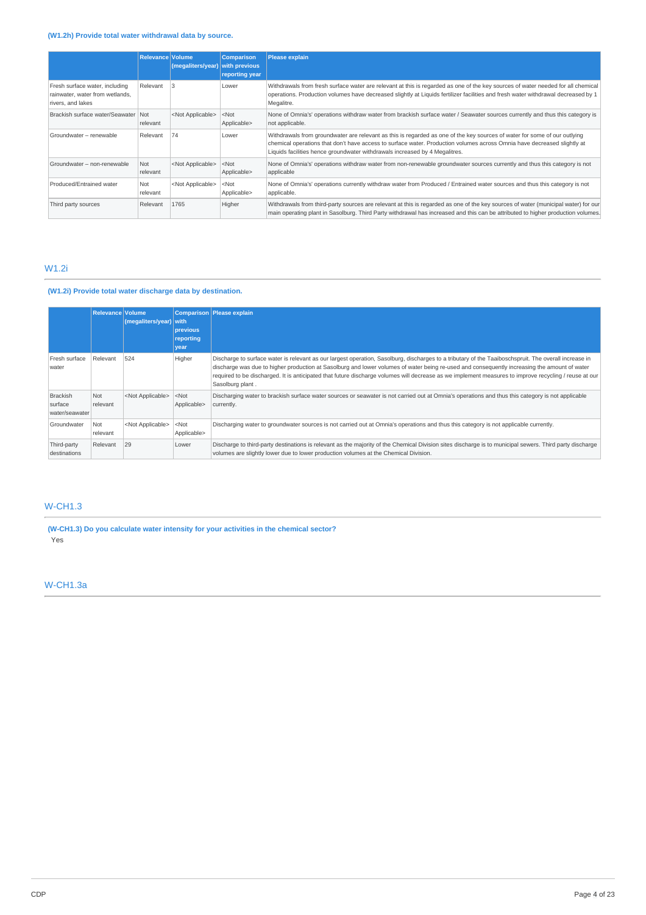### (W1.2h) Provide total water withdrawal data by source.

| | Relevance | Volume (megaliters/year) | Comparison with previous reporting year | Please explain |
|---|---|---|---|---|
| Fresh surface water, including rainwater, water from wetlands, rivers, and lakes | Relevant | 3 | Lower | Withdrawals from fresh surface water are relevant at this is regarded as one of the key sources of water needed for all chemical operations. Production volumes have decreased slightly at Liquids fertilizer facilities and fresh water withdrawal decreased by 1 Megalitre. |
| Brackish surface water/Seawater | Not relevant | <Not Applicable> | <Not Applicable> | None of Omnia's' operations withdraw water from brackish surface water / Seawater sources currently and thus this category is not applicable. |
| Groundwater – renewable | Relevant | 74 | Lower | Withdrawals from groundwater are relevant as this is regarded as one of the key sources of water for some of our outlying chemical operations that don't have access to surface water. Production volumes across Omnia have decreased slightly at Liquids facilities hence groundwater withdrawals increased by 4 Megalitres. |
| Groundwater – non-renewable | Not relevant | <Not Applicable> | <Not Applicable> | None of Omnia's' operations withdraw water from non-renewable groundwater sources currently and thus this category is not applicable |
| Produced/Entrained water | Not relevant | <Not Applicable> | <Not Applicable> | None of Omnia's' operations currently withdraw water from Produced / Entrained water sources and thus this category is not applicable. |
| Third party sources | Relevant | 1765 | Higher | Withdrawals from third-party sources are relevant at this is regarded as one of the key sources of water (municipal water) for our main operating plant in Sasolburg. Third Party withdrawal has increased and this can be attributed to higher production volumes. |

## W1.2i

### (W1.2i) Provide total water discharge data by destination.

| | Relevance | Volume (megaliters/year) | Comparison with previous reporting year | Please explain |
|---|---|---|---|---|
| Fresh surface water | Relevant | 524 | Higher | Discharge to surface water is relevant as our largest operation, Sasolburg, discharges to a tributary of the Taaiboschspruit. The overall increase in discharge was due to higher production at Sasolburg and lower volumes of water being re-used and consequently increasing the amount of water required to be discharged. It is anticipated that future discharge volumes will decrease as we implement measures to improve recycling / reuse at our Sasolburg plant . |
| Brackish surface water/seawater | Not relevant | <Not Applicable> | <Not Applicable> | Discharging water to brackish surface water sources or seawater is not carried out at Omnia's operations and thus this category is not applicable currently. |
| Groundwater | Not relevant | <Not Applicable> | <Not Applicable> | Discharging water to groundwater sources is not carried out at Omnia's operations and thus this category is not applicable currently. |
| Third-party destinations | Relevant | 29 | Lower | Discharge to third-party destinations is relevant as the majority of the Chemical Division sites discharge is to municipal sewers. Third party discharge volumes are slightly lower due to lower production volumes at the Chemical Division. |

## W-CH1.3

### (W-CH1.3) Do you calculate water intensity for your activities in the chemical sector?

Yes

## W-CH1.3a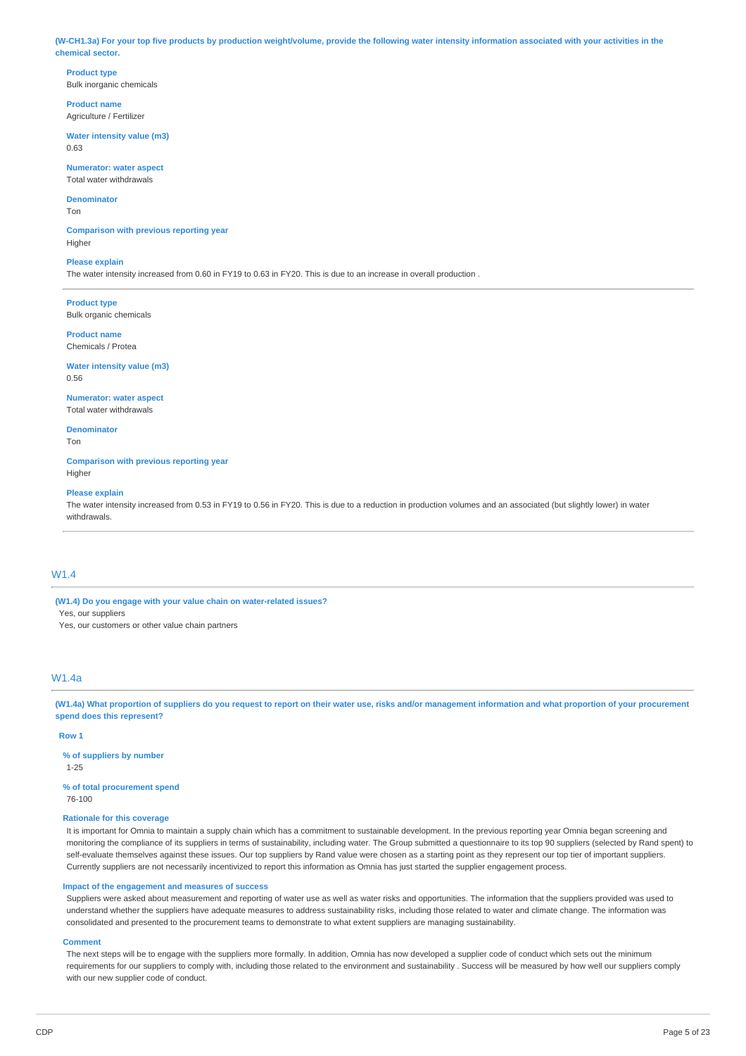**(W-CH1.3a) For your top five products by production weight/volume, provide the following water intensity information associated with your activities in the chemical sector.**

**Product type**
Bulk inorganic chemicals

**Product name**
Agriculture / Fertilizer

**Water intensity value (m3)**
0.63

**Numerator: water aspect**
Total water withdrawals

**Denominator**
Ton

**Comparison with previous reporting year**
Higher

**Please explain**
The water intensity increased from 0.60 in FY19 to 0.63 in FY20. This is due to an increase in overall production .

---

**Product type**
Bulk organic chemicals

**Product name**
Chemicals / Protea

**Water intensity value (m3)**
0.56

**Numerator: water aspect**
Total water withdrawals

**Denominator**
Ton

**Comparison with previous reporting year**
Higher

**Please explain**
The water intensity increased from 0.53 in FY19 to 0.56 in FY20. This is due to a reduction in production volumes and an associated (but slightly lower) in water withdrawals.

---

## W1.4

**(W1.4) Do you engage with your value chain on water-related issues?**
Yes, our suppliers
Yes, our customers or other value chain partners

## W1.4a

**(W1.4a) What proportion of suppliers do you request to report on their water use, risks and/or management information and what proportion of your procurement spend does this represent?**

**Row 1**

**% of suppliers by number**
1-25

**% of total procurement spend**
76-100

**Rationale for this coverage**
It is important for Omnia to maintain a supply chain which has a commitment to sustainable development. In the previous reporting year Omnia began screening and monitoring the compliance of its suppliers in terms of sustainability, including water. The Group submitted a questionnaire to its top 90 suppliers (selected by Rand spent) to self-evaluate themselves against these issues. Our top suppliers by Rand value were chosen as a starting point as they represent our top tier of important suppliers. Currently suppliers are not necessarily incentivized to report this information as Omnia has just started the supplier engagement process.

**Impact of the engagement and measures of success**
Suppliers were asked about measurement and reporting of water use as well as water risks and opportunities. The information that the suppliers provided was used to understand whether the suppliers have adequate measures to address sustainability risks, including those related to water and climate change. The information was consolidated and presented to the procurement teams to demonstrate to what extent suppliers are managing sustainability.

**Comment**
The next steps will be to engage with the suppliers more formally. In addition, Omnia has now developed a supplier code of conduct which sets out the minimum requirements for our suppliers to comply with, including those related to the environment and sustainability . Success will be measured by how well our suppliers comply with our new supplier code of conduct.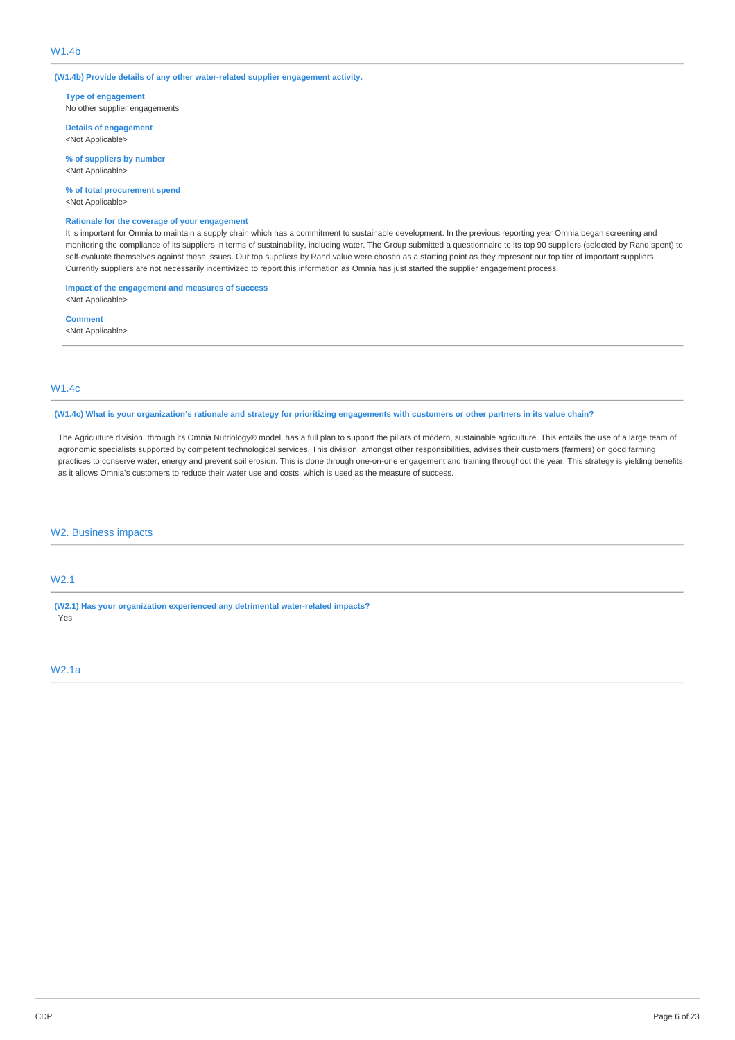## W1.4b

**(W1.4b) Provide details of any other water-related supplier engagement activity.**

**Type of engagement**
No other supplier engagements

**Details of engagement**
<Not Applicable>

**% of suppliers by number**
<Not Applicable>

**% of total procurement spend**
<Not Applicable>

**Rationale for the coverage of your engagement**
It is important for Omnia to maintain a supply chain which has a commitment to sustainable development. In the previous reporting year Omnia began screening and monitoring the compliance of its suppliers in terms of sustainability, including water. The Group submitted a questionnaire to its top 90 suppliers (selected by Rand spent) to self-evaluate themselves against these issues. Our top suppliers by Rand value were chosen as a starting point as they represent our top tier of important suppliers. Currently suppliers are not necessarily incentivized to report this information as Omnia has just started the supplier engagement process.

**Impact of the engagement and measures of success**
<Not Applicable>

**Comment**
<Not Applicable>

## W1.4c

**(W1.4c) What is your organization's rationale and strategy for prioritizing engagements with customers or other partners in its value chain?**

The Agriculture division, through its Omnia Nutriology® model, has a full plan to support the pillars of modern, sustainable agriculture. This entails the use of a large team of agronomic specialists supported by competent technological services. This division, amongst other responsibilities, advises their customers (farmers) on good farming practices to conserve water, energy and prevent soil erosion. This is done through one-on-one engagement and training throughout the year. This strategy is yielding benefits as it allows Omnia's customers to reduce their water use and costs, which is used as the measure of success.

# W2. Business impacts

## W2.1

**(W2.1) Has your organization experienced any detrimental water-related impacts?**
Yes

## W2.1a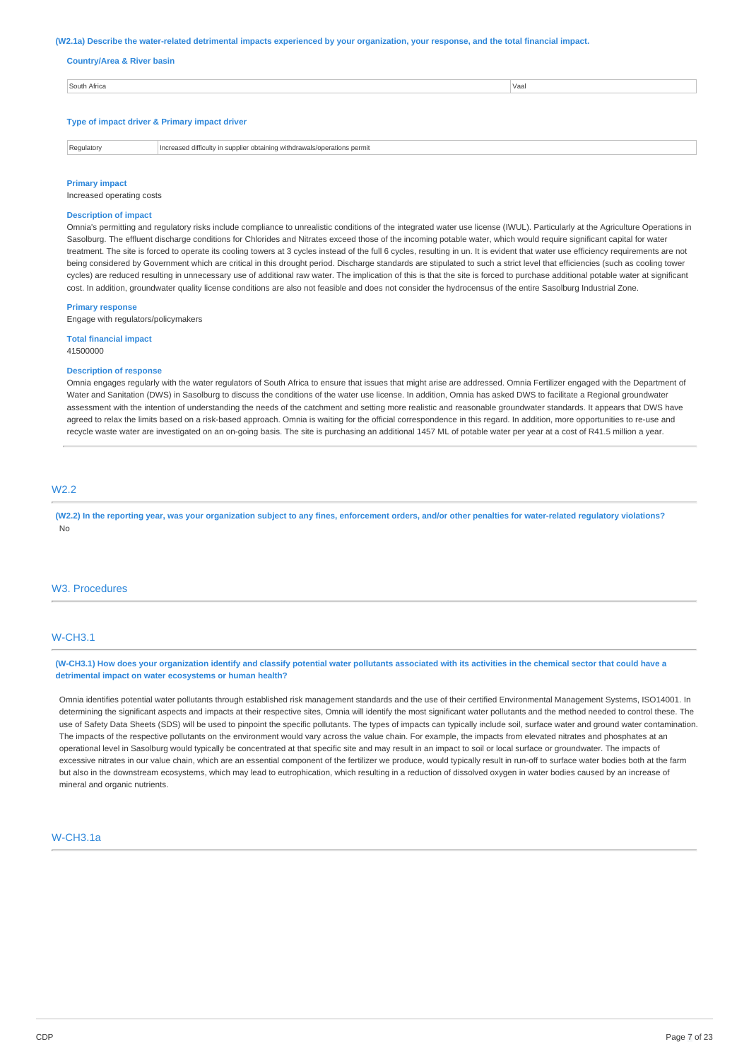**(W2.1a) Describe the water-related detrimental impacts experienced by your organization, your response, and the total financial impact.**

**Country/Area & River basin**

| South Africa | Vaal |
|---|---|

**Type of impact driver & Primary impact driver**

| Regulatory | Increased difficulty in supplier obtaining withdrawals/operations permit |
|---|---|

**Primary impact**

Increased operating costs

**Description of impact**

Omnia's permitting and regulatory risks include compliance to unrealistic conditions of the integrated water use license (IWUL). Particularly at the Agriculture Operations in Sasolburg. The effluent discharge conditions for Chlorides and Nitrates exceed those of the incoming potable water, which would require significant capital for water treatment. The site is forced to operate its cooling towers at 3 cycles instead of the full 6 cycles, resulting in un. It is evident that water use efficiency requirements are not being considered by Government which are critical in this drought period. Discharge standards are stipulated to such a strict level that efficiencies (such as cooling tower cycles) are reduced resulting in unnecessary use of additional raw water. The implication of this is that the site is forced to purchase additional potable water at significant cost. In addition, groundwater quality license conditions are also not feasible and does not consider the hydrocensus of the entire Sasolburg Industrial Zone.

**Primary response**

Engage with regulators/policymakers

**Total financial impact**

41500000

**Description of response**

Omnia engages regularly with the water regulators of South Africa to ensure that issues that might arise are addressed. Omnia Fertilizer engaged with the Department of Water and Sanitation (DWS) in Sasolburg to discuss the conditions of the water use license. In addition, Omnia has asked DWS to facilitate a Regional groundwater assessment with the intention of understanding the needs of the catchment and setting more realistic and reasonable groundwater standards. It appears that DWS have agreed to relax the limits based on a risk-based approach. Omnia is waiting for the official correspondence in this regard. In addition, more opportunities to re-use and recycle waste water are investigated on an on-going basis. The site is purchasing an additional 1457 ML of potable water per year at a cost of R41.5 million a year.

## W2.2

**(W2.2) In the reporting year, was your organization subject to any fines, enforcement orders, and/or other penalties for water-related regulatory violations?**

No

# W3. Procedures

## W-CH3.1

**(W-CH3.1) How does your organization identify and classify potential water pollutants associated with its activities in the chemical sector that could have a detrimental impact on water ecosystems or human health?**

Omnia identifies potential water pollutants through established risk management standards and the use of their certified Environmental Management Systems, ISO14001. In determining the significant aspects and impacts at their respective sites, Omnia will identify the most significant water pollutants and the method needed to control these. The use of Safety Data Sheets (SDS) will be used to pinpoint the specific pollutants. The types of impacts can typically include soil, surface water and ground water contamination. The impacts of the respective pollutants on the environment would vary across the value chain. For example, the impacts from elevated nitrates and phosphates at an operational level in Sasolburg would typically be concentrated at that specific site and may result in an impact to soil or local surface or groundwater. The impacts of excessive nitrates in our value chain, which are an essential component of the fertilizer we produce, would typically result in run-off to surface water bodies both at the farm but also in the downstream ecosystems, which may lead to eutrophication, which resulting in a reduction of dissolved oxygen in water bodies caused by an increase of mineral and organic nutrients.

## W-CH3.1a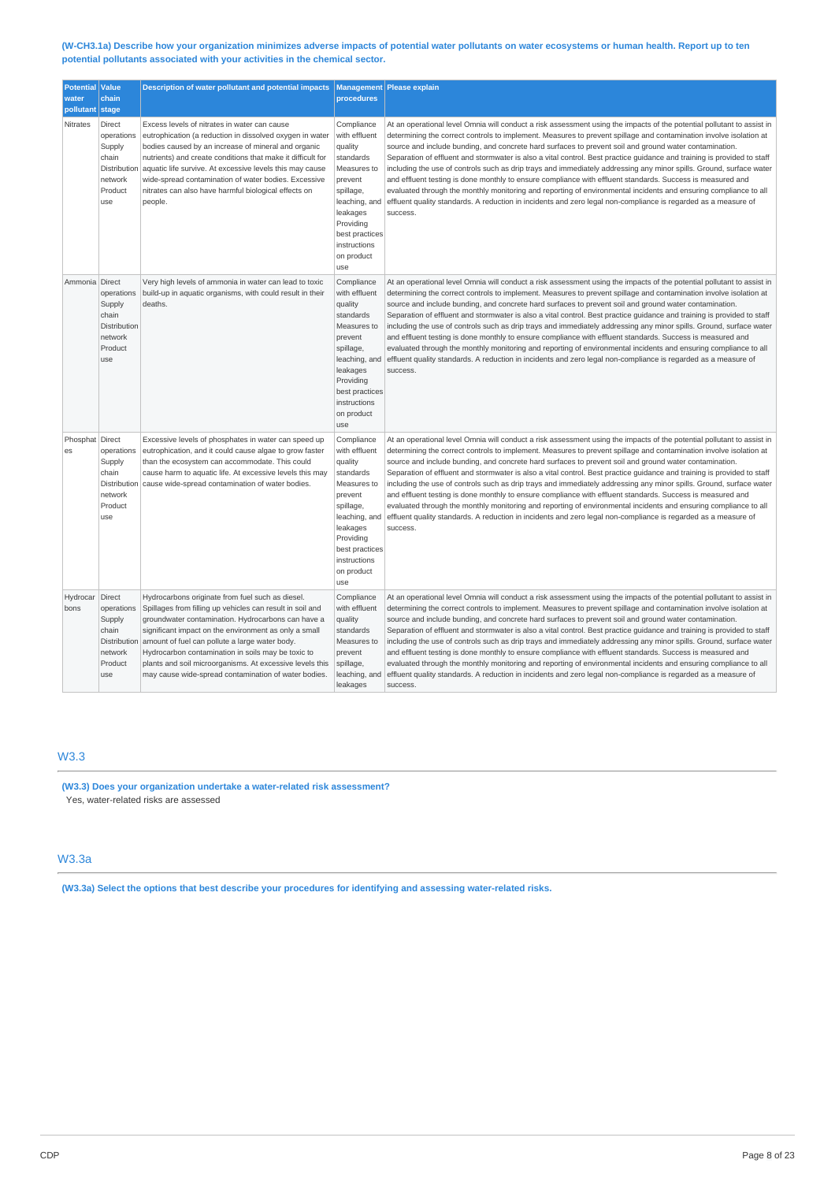**(W-CH3.1a) Describe how your organization minimizes adverse impacts of potential water pollutants on water ecosystems or human health. Report up to ten potential pollutants associated with your activities in the chemical sector.**

| Potential water pollutant | Value chain stage | Description of water pollutant and potential impacts | Management procedures | Please explain |
|---|---|---|---|---|
| Nitrates | Direct operations Supply chain Distribution network Product use | Excess levels of nitrates in water can cause eutrophication (a reduction in dissolved oxygen in water bodies caused by an increase of mineral and organic nutrients) and create conditions that make it difficult for aquatic life survive. At excessive levels this may cause wide-spread contamination of water bodies. Excessive nitrates can also have harmful biological effects on people. | Compliance with effluent quality standards Measures to prevent spillage, leaching, and leakages Providing best practices instructions on product use | At an operational level Omnia will conduct a risk assessment using the impacts of the potential pollutant to assist in determining the correct controls to implement. Measures to prevent spillage and contamination involve isolation at source and include bunding, and concrete hard surfaces to prevent soil and ground water contamination. Separation of effluent and stormwater is also a vital control. Best practice guidance and training is provided to staff including the use of controls such as drip trays and immediately addressing any minor spills. Ground, surface water and effluent testing is done monthly to ensure compliance with effluent standards. Success is measured and evaluated through the monthly monitoring and reporting of environmental incidents and ensuring compliance to all effluent quality standards. A reduction in incidents and zero legal non-compliance is regarded as a measure of success. |
| Ammonia | Direct operations Supply chain Distribution network Product use | Very high levels of ammonia in water can lead to toxic build-up in aquatic organisms, with could result in their deaths. | Compliance with effluent quality standards Measures to prevent spillage, leaching, and leakages Providing best practices instructions on product use | At an operational level Omnia will conduct a risk assessment using the impacts of the potential pollutant to assist in determining the correct controls to implement. Measures to prevent spillage and contamination involve isolation at source and include bunding, and concrete hard surfaces to prevent soil and ground water contamination. Separation of effluent and stormwater is also a vital control. Best practice guidance and training is provided to staff including the use of controls such as drip trays and immediately addressing any minor spills. Ground, surface water and effluent testing is done monthly to ensure compliance with effluent standards. Success is measured and evaluated through the monthly monitoring and reporting of environmental incidents and ensuring compliance to all effluent quality standards. A reduction in incidents and zero legal non-compliance is regarded as a measure of success. |
| Phosphates | Direct operations Supply chain Distribution network Product use | Excessive levels of phosphates in water can speed up eutrophication, and it could cause algae to grow faster than the ecosystem can accommodate. This could cause harm to aquatic life. At excessive levels this may cause wide-spread contamination of water bodies. | Compliance with effluent quality standards Measures to prevent spillage, leaching, and leakages Providing best practices instructions on product use | At an operational level Omnia will conduct a risk assessment using the impacts of the potential pollutant to assist in determining the correct controls to implement. Measures to prevent spillage and contamination involve isolation at source and include bunding, and concrete hard surfaces to prevent soil and ground water contamination. Separation of effluent and stormwater is also a vital control. Best practice guidance and training is provided to staff including the use of controls such as drip trays and immediately addressing any minor spills. Ground, surface water and effluent testing is done monthly to ensure compliance with effluent standards. Success is measured and evaluated through the monthly monitoring and reporting of environmental incidents and ensuring compliance to all effluent quality standards. A reduction in incidents and zero legal non-compliance is regarded as a measure of success. |
| Hydrocarbons | Direct operations Supply chain Distribution network Product use | Hydrocarbons originate from fuel such as diesel. Spillages from filling up vehicles can result in soil and groundwater contamination. Hydrocarbons can have a significant impact on the environment as only a small amount of fuel can pollute a large water body. Hydrocarbon contamination in soils may be toxic to plants and soil microorganisms. At excessive levels this may cause wide-spread contamination of water bodies. | Compliance with effluent quality standards Measures to prevent spillage, leaching, and leakages | At an operational level Omnia will conduct a risk assessment using the impacts of the potential pollutant to assist in determining the correct controls to implement. Measures to prevent spillage and contamination involve isolation at source and include bunding, and concrete hard surfaces to prevent soil and ground water contamination. Separation of effluent and stormwater is also a vital control. Best practice guidance and training is provided to staff including the use of controls such as drip trays and immediately addressing any minor spills. Ground, surface water and effluent testing is done monthly to ensure compliance with effluent standards. Success is measured and evaluated through the monthly monitoring and reporting of environmental incidents and ensuring compliance to all effluent quality standards. A reduction in incidents and zero legal non-compliance is regarded as a measure of success. |

## W3.3

**(W3.3) Does your organization undertake a water-related risk assessment?**

Yes, water-related risks are assessed

## W3.3a

**(W3.3a) Select the options that best describe your procedures for identifying and assessing water-related risks.**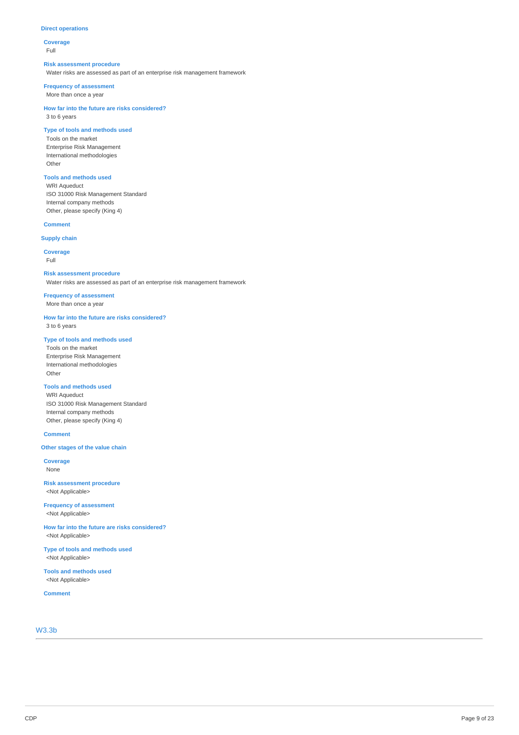### Direct operations

**Coverage**
Full

**Risk assessment procedure**
Water risks are assessed as part of an enterprise risk management framework

**Frequency of assessment**
More than once a year

**How far into the future are risks considered?**
3 to 6 years

**Type of tools and methods used**
Tools on the market
Enterprise Risk Management
International methodologies
Other

**Tools and methods used**
WRI Aqueduct
ISO 31000 Risk Management Standard
Internal company methods
Other, please specify (King 4)

**Comment**

### Supply chain

**Coverage**
Full

**Risk assessment procedure**
Water risks are assessed as part of an enterprise risk management framework

**Frequency of assessment**
More than once a year

**How far into the future are risks considered?**
3 to 6 years

**Type of tools and methods used**
Tools on the market
Enterprise Risk Management
International methodologies
Other

**Tools and methods used**
WRI Aqueduct
ISO 31000 Risk Management Standard
Internal company methods
Other, please specify (King 4)

**Comment**

### Other stages of the value chain

**Coverage**
None

**Risk assessment procedure**
<Not Applicable>

**Frequency of assessment**
<Not Applicable>

**How far into the future are risks considered?**
<Not Applicable>

**Type of tools and methods used**
<Not Applicable>

**Tools and methods used**
<Not Applicable>

**Comment**

## W3.3b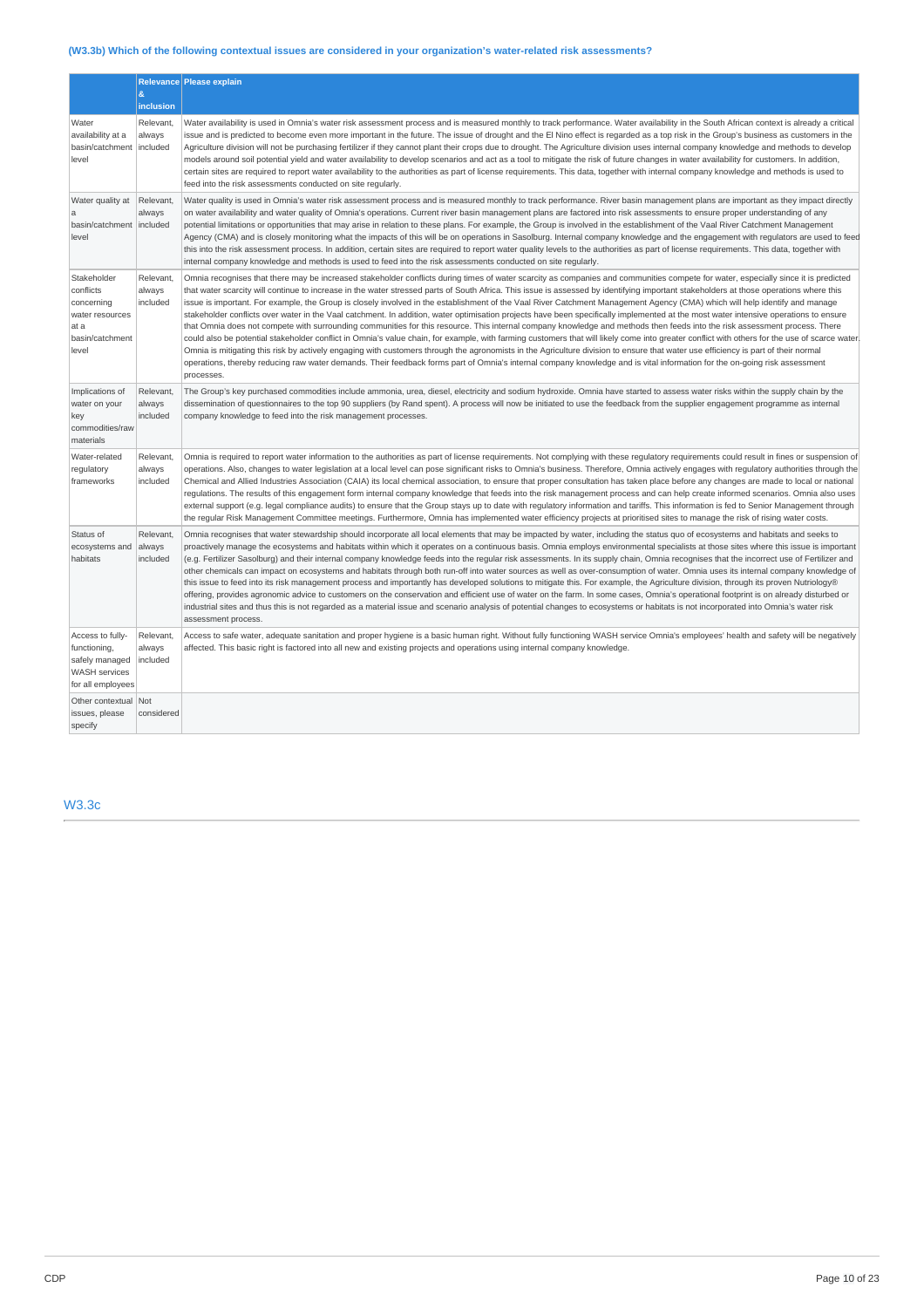### (W3.3b) Which of the following contextual issues are considered in your organization's water-related risk assessments?

| | Relevance & inclusion | Please explain |
|---|---|---|
| Water availability at a basin/catchment level | Relevant, always included | Water availability is used in Omnia's water risk assessment process and is measured monthly to track performance. Water availability in the South African context is already a critical issue and is predicted to become even more important in the future. The issue of drought and the El Nino effect is regarded as a top risk in the Group's business as customers in the Agriculture division will not be purchasing fertilizer if they cannot plant their crops due to drought. The Agriculture division uses internal company knowledge and methods to develop models around soil potential yield and water availability to develop scenarios and act as a tool to mitigate the risk of future changes in water availability for customers. In addition, certain sites are required to report water availability to the authorities as part of license requirements. This data, together with internal company knowledge and methods is used to feed into the risk assessments conducted on site regularly. |
| Water quality at a basin/catchment level | Relevant, always included | Water quality is used in Omnia's water risk assessment process and is measured monthly to track performance. River basin management plans are important as they impact directly on water availability and water quality of Omnia's operations. Current river basin management plans are factored into risk assessments to ensure proper understanding of any potential limitations or opportunities that may arise in relation to these plans. For example, the Group is involved in the establishment of the Vaal River Catchment Management Agency (CMA) and is closely monitoring what the impacts of this will be on operations in Sasolburg. Internal company knowledge and the engagement with regulators are used to feed this into the risk assessment process. In addition, certain sites are required to report water quality levels to the authorities as part of license requirements. This data, together with internal company knowledge and methods is used to feed into the risk assessments conducted on site regularly. |
| Stakeholder conflicts concerning water resources at a basin/catchment level | Relevant, always included | Omnia recognises that there may be increased stakeholder conflicts during times of water scarcity as companies and communities compete for water, especially since it is predicted that water scarcity will continue to increase in the water stressed parts of South Africa. This issue is assessed by identifying important stakeholders at those operations where this issue is important. For example, the Group is closely involved in the establishment of the Vaal River Catchment Management Agency (CMA) which will help identify and manage stakeholder conflicts over water in the Vaal catchment. In addition, water optimisation projects have been specifically implemented at the most water intensive operations to ensure that Omnia does not compete with surrounding communities for this resource. This internal company knowledge and methods then feeds into the risk assessment process. There could also be potential stakeholder conflict in Omnia's value chain, for example, with farming customers that will likely come into greater conflict with others for the use of scarce water. Omnia is mitigating this risk by actively engaging with customers through the agronomists in the Agriculture division to ensure that water use efficiency is part of their normal operations, thereby reducing raw water demands. Their feedback forms part of Omnia's internal company knowledge and is vital information for the on-going risk assessment processes. |
| Implications of water on your key commodities/raw materials | Relevant, always included | The Group's key purchased commodities include ammonia, urea, diesel, electricity and sodium hydroxide. Omnia have started to assess water risks within the supply chain by the dissemination of questionnaires to the top 90 suppliers (by Rand spent). A process will now be initiated to use the feedback from the supplier engagement programme as internal company knowledge to feed into the risk management processes. |
| Water-related regulatory frameworks | Relevant, always included | Omnia is required to report water information to the authorities as part of license requirements. Not complying with these regulatory requirements could result in fines or suspension of operations. Also, changes to water legislation at a local level can pose significant risks to Omnia's business. Therefore, Omnia actively engages with regulatory authorities through the Chemical and Allied Industries Association (CAIA) its local chemical association, to ensure that proper consultation has taken place before any changes are made to local or national regulations. The results of this engagement form internal company knowledge that feeds into the risk management process and can help create informed scenarios. Omnia also uses external support (e.g. legal compliance audits) to ensure that the Group stays up to date with regulatory information and tariffs. This information is fed to Senior Management through the regular Risk Management Committee meetings. Furthermore, Omnia has implemented water efficiency projects at prioritised sites to manage the risk of rising water costs. |
| Status of ecosystems and habitats | Relevant, always included | Omnia recognises that water stewardship should incorporate all local elements that may be impacted by water, including the status quo of ecosystems and habitats and seeks to proactively manage the ecosystems and habitats within which it operates on a continuous basis. Omnia employs environmental specialists at those sites where this issue is important (e.g. Fertilizer Sasolburg) and their internal company knowledge feeds into the regular risk assessments. In its supply chain, Omnia recognises that the incorrect use of Fertilizer and other chemicals can impact on ecosystems and habitats through both run-off into water sources as well as over-consumption of water. Omnia uses its internal company knowledge of this issue to feed into its risk management process and importantly has developed solutions to mitigate this. For example, the Agriculture division, through its proven Nutriology® offering, provides agronomic advice to customers on the conservation and efficient use of water on the farm. In some cases, Omnia's operational footprint is on already disturbed or industrial sites and thus this is not regarded as a material issue and scenario analysis of potential changes to ecosystems or habitats is not incorporated into Omnia's water risk assessment process. |
| Access to fully-functioning, safely managed WASH services for all employees | Relevant, always included | Access to safe water, adequate sanitation and proper hygiene is a basic human right. Without fully functioning WASH service Omnia's employees' health and safety will be negatively affected. This basic right is factored into all new and existing projects and operations using internal company knowledge. |
| Other contextual issues, please specify | Not considered | |

## W3.3c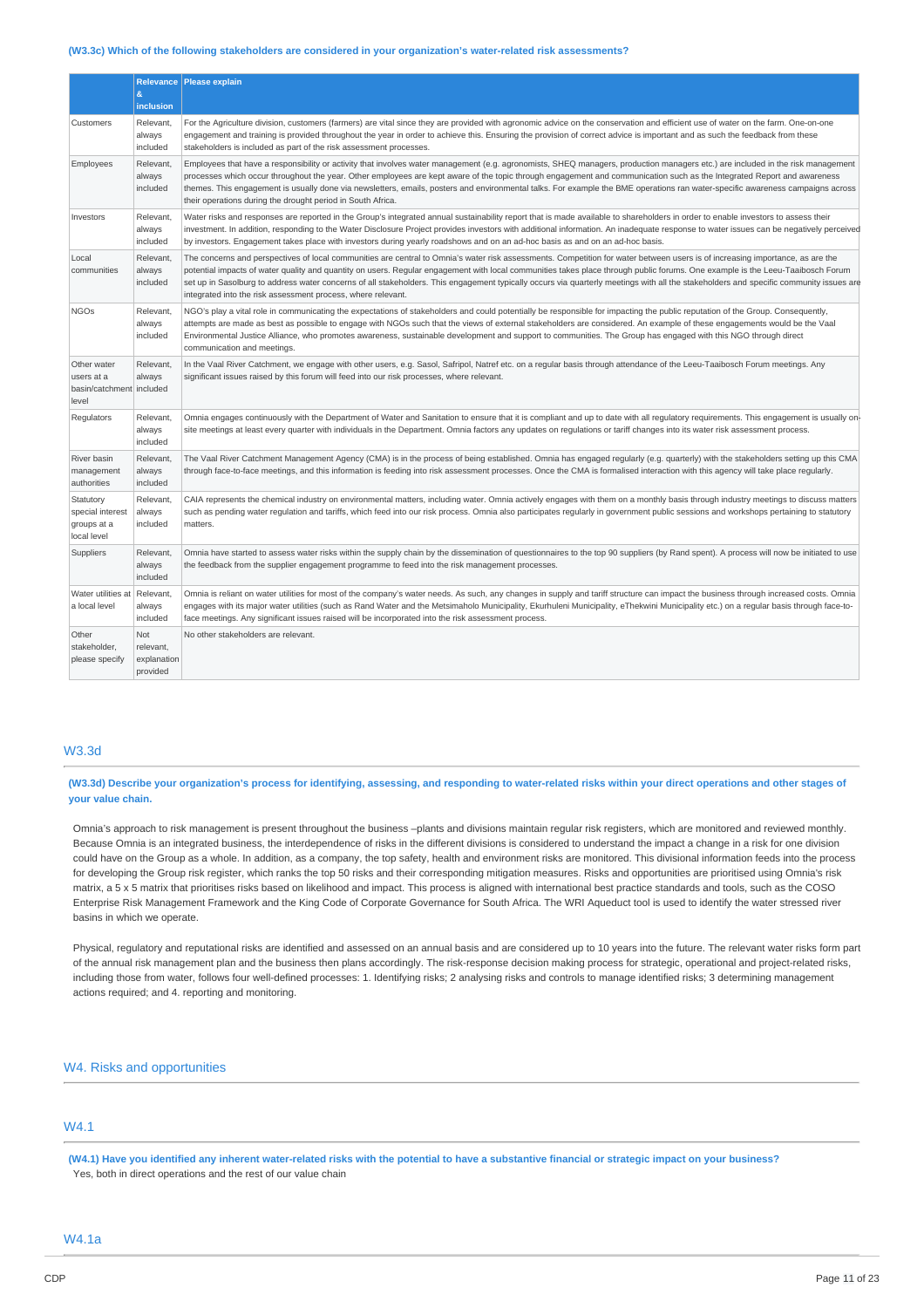#### (W3.3c) Which of the following stakeholders are considered in your organization's water-related risk assessments?

| | Relevance & inclusion | Please explain |
|---|---|---|
| Customers | Relevant, always included | For the Agriculture division, customers (farmers) are vital since they are provided with agronomic advice on the conservation and efficient use of water on the farm. One-on-one engagement and training is provided throughout the year in order to achieve this. Ensuring the provision of correct advice is important and as such the feedback from these stakeholders is included as part of the risk assessment processes. |
| Employees | Relevant, always included | Employees that have a responsibility or activity that involves water management (e.g. agronomists, SHEQ managers, production managers etc.) are included in the risk management processes which occur throughout the year. Other employees are kept aware of the topic through engagement and communication such as the Integrated Report and awareness themes. This engagement is usually done via newsletters, emails, posters and environmental talks. For example the BME operations ran water-specific awareness campaigns across their operations during the drought period in South Africa. |
| Investors | Relevant, always included | Water risks and responses are reported in the Group's integrated annual sustainability report that is made available to shareholders in order to enable investors to assess their investment. In addition, responding to the Water Disclosure Project provides investors with additional information. An inadequate response to water issues can be negatively perceived by investors. Engagement takes place with investors during yearly roadshows and on an ad-hoc basis as and on an ad-hoc basis. |
| Local communities | Relevant, always included | The concerns and perspectives of local communities are central to Omnia's water risk assessments. Competition for water between users is of increasing importance, as are the potential impacts of water quality and quantity on users. Regular engagement with local communities takes place through public forums. One example is the Leeu-Taaibosch Forum set up in Sasolburg to address water concerns of all stakeholders. This engagement typically occurs via quarterly meetings with all the stakeholders and specific community issues are integrated into the risk assessment process, where relevant. |
| NGOs | Relevant, always included | NGO's play a vital role in communicating the expectations of stakeholders and could potentially be responsible for impacting the public reputation of the Group. Consequently, attempts are made as best as possible to engage with NGOs such that the views of external stakeholders are considered. An example of these engagements would be the Vaal Environmental Justice Alliance, who promotes awareness, sustainable development and support to communities. The Group has engaged with this NGO through direct communication and meetings. |
| Other water users at a basin/catchment level | Relevant, always included | In the Vaal River Catchment, we engage with other users, e.g. Sasol, Safripol, Natref etc. on a regular basis through attendance of the Leeu-Taaibosch Forum meetings. Any significant issues raised by this forum will feed into our risk processes, where relevant. |
| Regulators | Relevant, always included | Omnia engages continuously with the Department of Water and Sanitation to ensure that it is compliant and up to date with all regulatory requirements. This engagement is usually on-site meetings at least every quarter with individuals in the Department. Omnia factors any updates on regulations or tariff changes into its water risk assessment process. |
| River basin management authorities | Relevant, always included | The Vaal River Catchment Management Agency (CMA) is in the process of being established. Omnia has engaged regularly (e.g. quarterly) with the stakeholders setting up this CMA through face-to-face meetings, and this information is feeding into risk assessment processes. Once the CMA is formalised interaction with this agency will take place regularly. |
| Statutory special interest groups at a local level | Relevant, always included | CAIA represents the chemical industry on environmental matters, including water. Omnia actively engages with them on a monthly basis through industry meetings to discuss matters such as pending water regulation and tariffs, which feed into our risk process. Omnia also participates regularly in government public sessions and workshops pertaining to statutory matters. |
| Suppliers | Relevant, always included | Omnia have started to assess water risks within the supply chain by the dissemination of questionnaires to the top 90 suppliers (by Rand spent). A process will now be initiated to use the feedback from the supplier engagement programme to feed into the risk management processes. |
| Water utilities at a local level | Relevant, always included | Omnia is reliant on water utilities for most of the company's water needs. As such, any changes in supply and tariff structure can impact the business through increased costs. Omnia engages with its major water utilities (such as Rand Water and the Metsimaholo Municipality, Ekurhuleni Municipality, eThekwini Municipality etc.) on a regular basis through face-to-face meetings. Any significant issues raised will be incorporated into the risk assessment process. |
| Other stakeholder, please specify | Not relevant, explanation provided | No other stakeholders are relevant. |

## W3.3d

#### (W3.3d) Describe your organization's process for identifying, assessing, and responding to water-related risks within your direct operations and other stages of your value chain.

Omnia's approach to risk management is present throughout the business –plants and divisions maintain regular risk registers, which are monitored and reviewed monthly. Because Omnia is an integrated business, the interdependence of risks in the different divisions is considered to understand the impact a change in a risk for one division could have on the Group as a whole. In addition, as a company, the top safety, health and environment risks are monitored. This divisional information feeds into the process for developing the Group risk register, which ranks the top 50 risks and their corresponding mitigation measures. Risks and opportunities are prioritised using Omnia's risk matrix, a 5 x 5 matrix that prioritises risks based on likelihood and impact. This process is aligned with international best practice standards and tools, such as the COSO Enterprise Risk Management Framework and the King Code of Corporate Governance for South Africa. The WRI Aqueduct tool is used to identify the water stressed river basins in which we operate.

Physical, regulatory and reputational risks are identified and assessed on an annual basis and are considered up to 10 years into the future. The relevant water risks form part of the annual risk management plan and the business then plans accordingly. The risk-response decision making process for strategic, operational and project-related risks, including those from water, follows four well-defined processes: 1. Identifying risks; 2 analysing risks and controls to manage identified risks; 3 determining management actions required; and 4. reporting and monitoring.

## W4. Risks and opportunities

## W4.1

#### (W4.1) Have you identified any inherent water-related risks with the potential to have a substantive financial or strategic impact on your business?

Yes, both in direct operations and the rest of our value chain

## W4.1a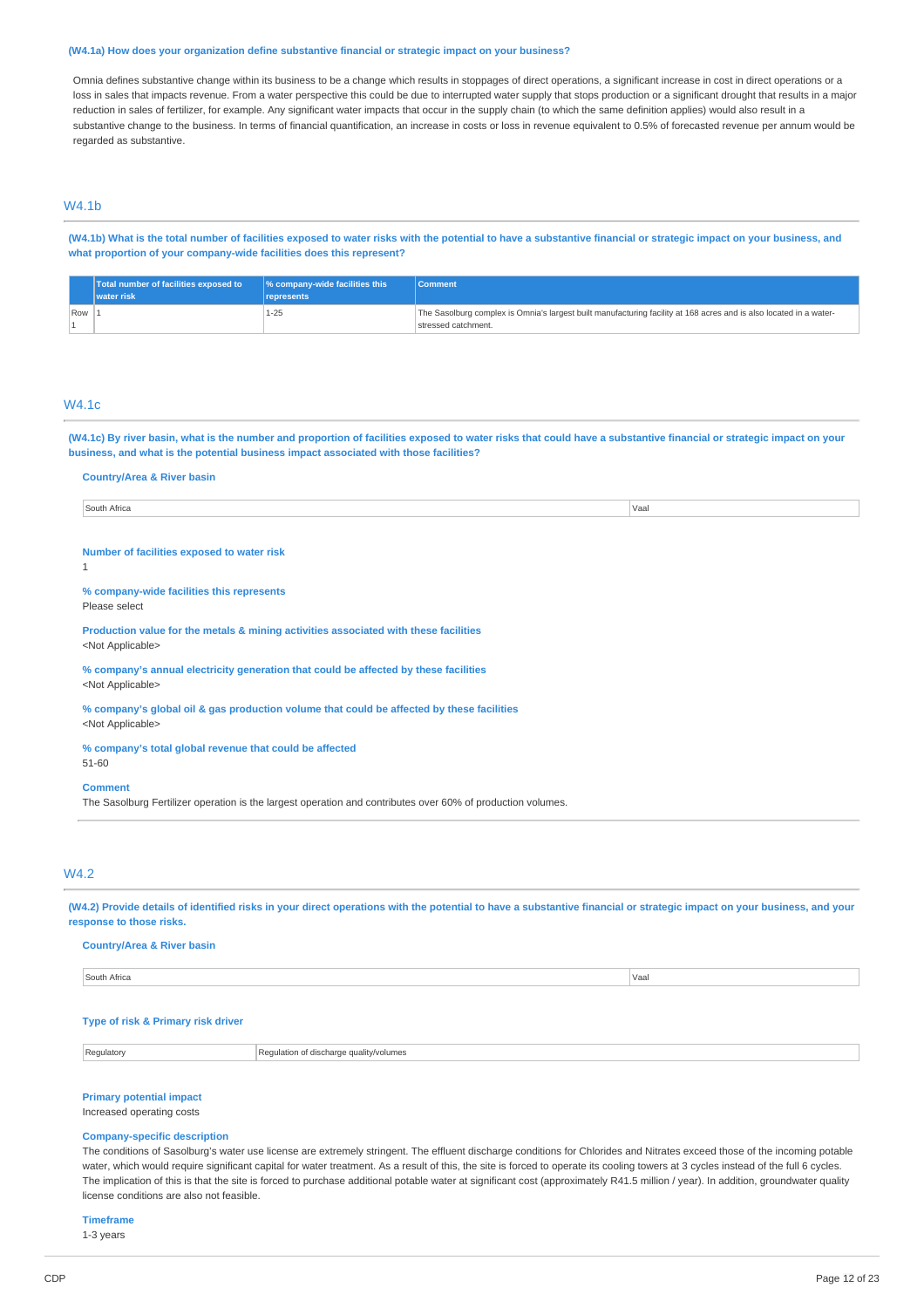**(W4.1a) How does your organization define substantive financial or strategic impact on your business?**

Omnia defines substantive change within its business to be a change which results in stoppages of direct operations, a significant increase in cost in direct operations or a loss in sales that impacts revenue. From a water perspective this could be due to interrupted water supply that stops production or a significant drought that results in a major reduction in sales of fertilizer, for example. Any significant water impacts that occur in the supply chain (to which the same definition applies) would also result in a substantive change to the business. In terms of financial quantification, an increase in costs or loss in revenue equivalent to 0.5% of forecasted revenue per annum would be regarded as substantive.

## W4.1b

**(W4.1b) What is the total number of facilities exposed to water risks with the potential to have a substantive financial or strategic impact on your business, and what proportion of your company-wide facilities does this represent?**

| | Total number of facilities exposed to water risk | % company-wide facilities this represents | Comment |
|---|---|---|---|
| Row 1 | 1 | 1-25 | The Sasolburg complex is Omnia's largest built manufacturing facility at 168 acres and is also located in a water-stressed catchment. |

## W4.1c

**(W4.1c) By river basin, what is the number and proportion of facilities exposed to water risks that could have a substantive financial or strategic impact on your business, and what is the potential business impact associated with those facilities?**

**Country/Area & River basin**

| South Africa | Vaal |
|---|---|

**Number of facilities exposed to water risk**
1

**% company-wide facilities this represents**
Please select

**Production value for the metals & mining activities associated with these facilities**
<Not Applicable>

**% company's annual electricity generation that could be affected by these facilities**
<Not Applicable>

**% company's global oil & gas production volume that could be affected by these facilities**
<Not Applicable>

**% company's total global revenue that could be affected**
51-60

**Comment**
The Sasolburg Fertilizer operation is the largest operation and contributes over 60% of production volumes.

## W4.2

**(W4.2) Provide details of identified risks in your direct operations with the potential to have a substantive financial or strategic impact on your business, and your response to those risks.**

**Country/Area & River basin**

| South Africa | Vaal |
|---|---|

**Type of risk & Primary risk driver**

| Regulatory | Regulation of discharge quality/volumes |
|---|---|

**Primary potential impact**
Increased operating costs

**Company-specific description**
The conditions of Sasolburg's water use license are extremely stringent. The effluent discharge conditions for Chlorides and Nitrates exceed those of the incoming potable water, which would require significant capital for water treatment. As a result of this, the site is forced to operate its cooling towers at 3 cycles instead of the full 6 cycles. The implication of this is that the site is forced to purchase additional potable water at significant cost (approximately R41.5 million / year). In addition, groundwater quality license conditions are also not feasible.

**Timeframe**
1-3 years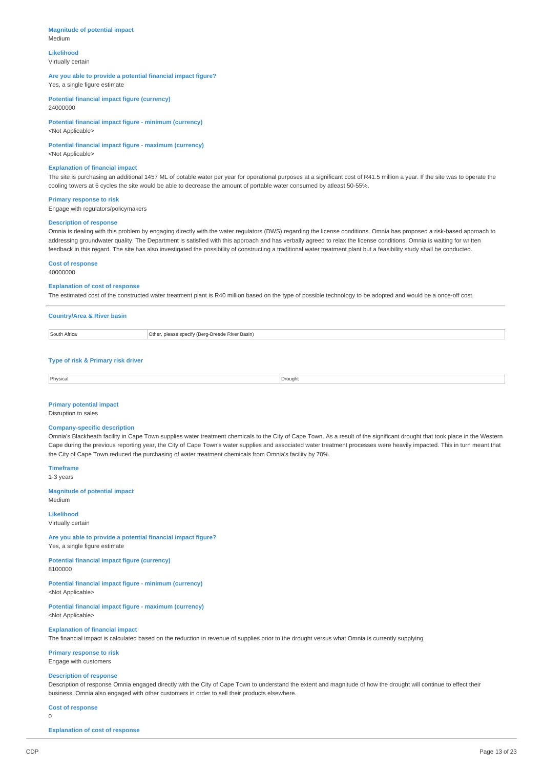**Magnitude of potential impact**
Medium

**Likelihood**
Virtually certain

**Are you able to provide a potential financial impact figure?**
Yes, a single figure estimate

**Potential financial impact figure (currency)**
24000000

**Potential financial impact figure - minimum (currency)**
<Not Applicable>

**Potential financial impact figure - maximum (currency)**
<Not Applicable>

**Explanation of financial impact**
The site is purchasing an additional 1457 ML of potable water per year for operational purposes at a significant cost of R41.5 million a year. If the site was to operate the cooling towers at 6 cycles the site would be able to decrease the amount of portable water consumed by atleast 50-55%.

**Primary response to risk**
Engage with regulators/policymakers

**Description of response**
Omnia is dealing with this problem by engaging directly with the water regulators (DWS) regarding the license conditions. Omnia has proposed a risk-based approach to addressing groundwater quality. The Department is satisfied with this approach and has verbally agreed to relax the license conditions. Omnia is waiting for written feedback in this regard. The site has also investigated the possibility of constructing a traditional water treatment plant but a feasibility study shall be conducted.

**Cost of response**
40000000

**Explanation of cost of response**
The estimated cost of the constructed water treatment plant is R40 million based on the type of possible technology to be adopted and would be a once-off cost.

---

**Country/Area & River basin**

| | |
|---|---|
| South Africa | Other, please specify (Berg-Breede River Basin) |

**Type of risk & Primary risk driver**

| | |
|---|---|
| Physical | Drought |

**Primary potential impact**
Disruption to sales

**Company-specific description**
Omnia's Blackheath facility in Cape Town supplies water treatment chemicals to the City of Cape Town. As a result of the significant drought that took place in the Western Cape during the previous reporting year, the City of Cape Town's water supplies and associated water treatment processes were heavily impacted. This in turn meant that the City of Cape Town reduced the purchasing of water treatment chemicals from Omnia's facility by 70%.

**Timeframe**
1-3 years

**Magnitude of potential impact**
Medium

**Likelihood**
Virtually certain

**Are you able to provide a potential financial impact figure?**
Yes, a single figure estimate

**Potential financial impact figure (currency)**
8100000

**Potential financial impact figure - minimum (currency)**
<Not Applicable>

**Potential financial impact figure - maximum (currency)**
<Not Applicable>

**Explanation of financial impact**
The financial impact is calculated based on the reduction in revenue of supplies prior to the drought versus what Omnia is currently supplying

**Primary response to risk**
Engage with customers

**Description of response**
Description of response Omnia engaged directly with the City of Cape Town to understand the extent and magnitude of how the drought will continue to effect their business. Omnia also engaged with other customers in order to sell their products elsewhere.

**Cost of response**
0

**Explanation of cost of response**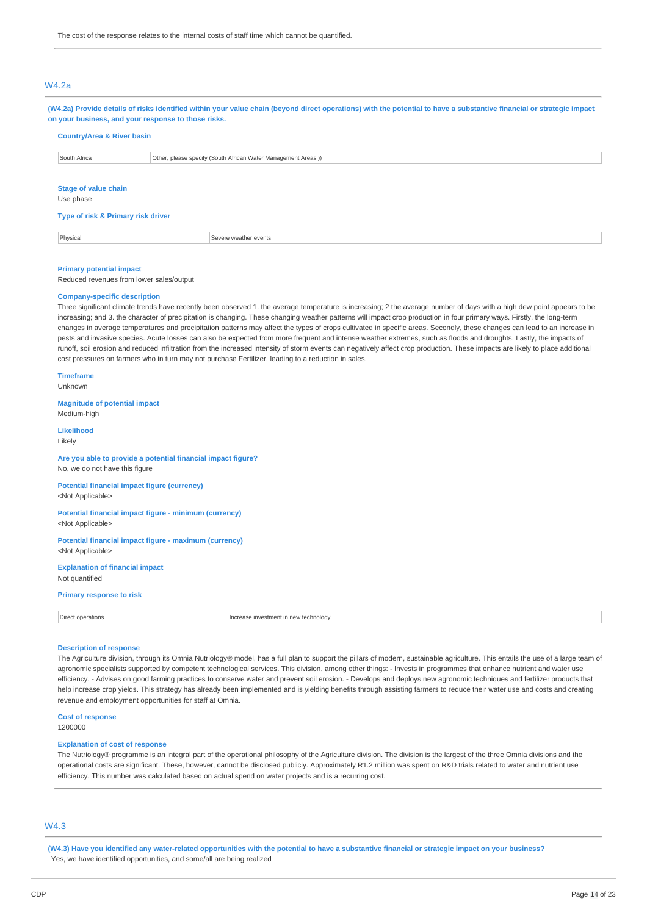The cost of the response relates to the internal costs of staff time which cannot be quantified.

## W4.2a

**(W4.2a) Provide details of risks identified within your value chain (beyond direct operations) with the potential to have a substantive financial or strategic impact on your business, and your response to those risks.**

**Country/Area & River basin**

| South Africa | Other, please specify (South African Water Management Areas )) |
|---|---|

**Stage of value chain**

Use phase

**Type of risk & Primary risk driver**

| Physical | Severe weather events |
|---|---|

**Primary potential impact**

Reduced revenues from lower sales/output

**Company-specific description**

Three significant climate trends have recently been observed 1. the average temperature is increasing; 2 the average number of days with a high dew point appears to be increasing; and 3. the character of precipitation is changing. These changing weather patterns will impact crop production in four primary ways. Firstly, the long-term changes in average temperatures and precipitation patterns may affect the types of crops cultivated in specific areas. Secondly, these changes can lead to an increase in pests and invasive species. Acute losses can also be expected from more frequent and intense weather extremes, such as floods and droughts. Lastly, the impacts of runoff, soil erosion and reduced infiltration from the increased intensity of storm events can negatively affect crop production. These impacts are likely to place additional cost pressures on farmers who in turn may not purchase Fertilizer, leading to a reduction in sales.

**Timeframe**

Unknown

**Magnitude of potential impact**

Medium-high

**Likelihood**

Likely

**Are you able to provide a potential financial impact figure?**

No, we do not have this figure

**Potential financial impact figure (currency)**

<Not Applicable>

**Potential financial impact figure - minimum (currency)**

<Not Applicable>

**Potential financial impact figure - maximum (currency)**

<Not Applicable>

**Explanation of financial impact**

Not quantified

**Primary response to risk**

| Direct operations | Increase investment in new technology |
|---|---|

**Description of response**

The Agriculture division, through its Omnia Nutriology® model, has a full plan to support the pillars of modern, sustainable agriculture. This entails the use of a large team of agronomic specialists supported by competent technological services. This division, among other things: - Invests in programmes that enhance nutrient and water use efficiency. - Advises on good farming practices to conserve water and prevent soil erosion. - Develops and deploys new agronomic techniques and fertilizer products that help increase crop yields. This strategy has already been implemented and is yielding benefits through assisting farmers to reduce their water use and costs and creating revenue and employment opportunities for staff at Omnia.

**Cost of response**

1200000

**Explanation of cost of response**

The Nutriology® programme is an integral part of the operational philosophy of the Agriculture division. The division is the largest of the three Omnia divisions and the operational costs are significant. These, however, cannot be disclosed publicly. Approximately R1.2 million was spent on R&D trials related to water and nutrient use efficiency. This number was calculated based on actual spend on water projects and is a recurring cost.

## W4.3

**(W4.3) Have you identified any water-related opportunities with the potential to have a substantive financial or strategic impact on your business?**

Yes, we have identified opportunities, and some/all are being realized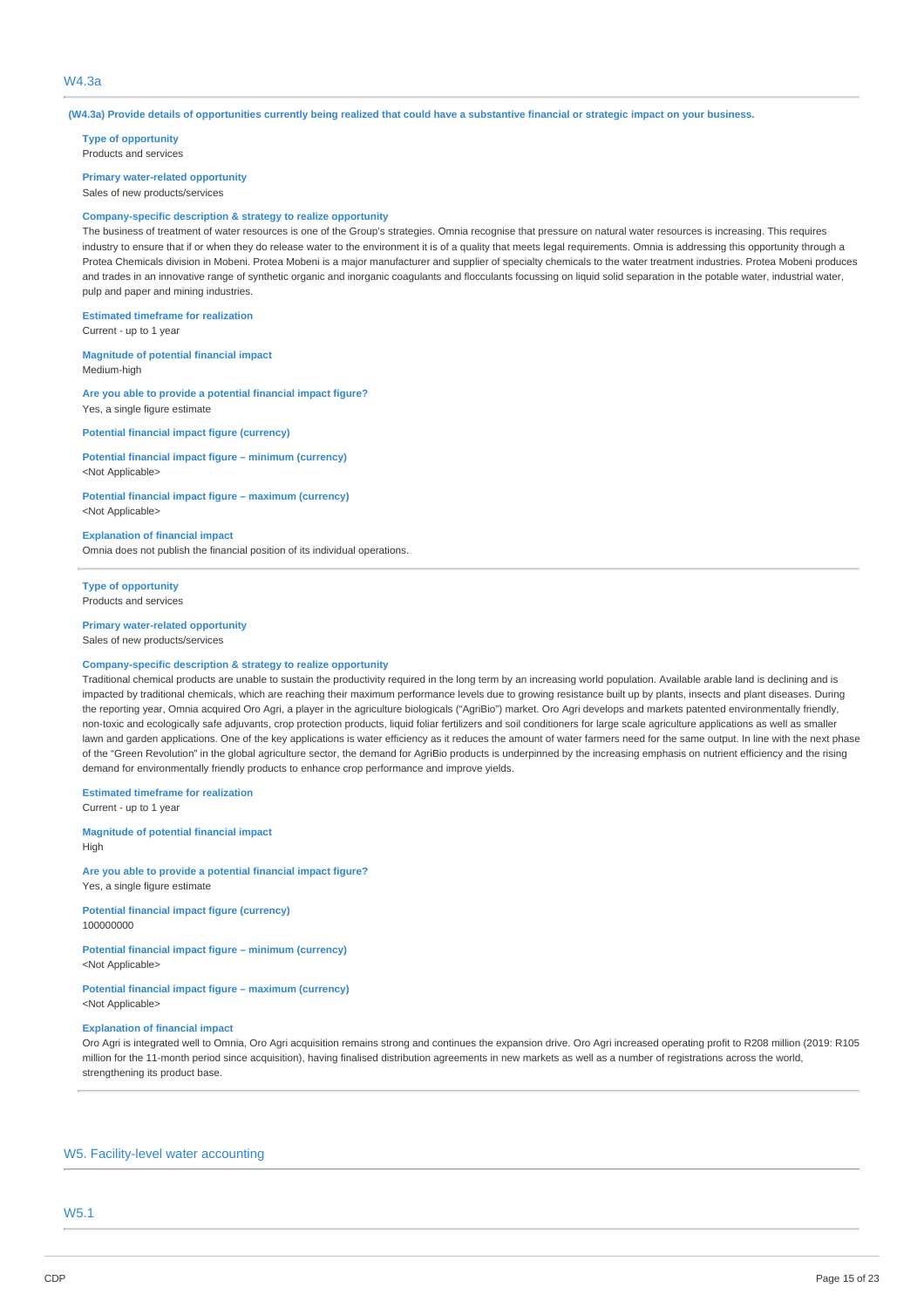## W4.3a

**(W4.3a) Provide details of opportunities currently being realized that could have a substantive financial or strategic impact on your business.**

**Type of opportunity**
Products and services

**Primary water-related opportunity**
Sales of new products/services

**Company-specific description & strategy to realize opportunity**
The business of treatment of water resources is one of the Group's strategies. Omnia recognise that pressure on natural water resources is increasing. This requires industry to ensure that if or when they do release water to the environment it is of a quality that meets legal requirements. Omnia is addressing this opportunity through a Protea Chemicals division in Mobeni. Protea Mobeni is a major manufacturer and supplier of specialty chemicals to the water treatment industries. Protea Mobeni produces and trades in an innovative range of synthetic organic and inorganic coagulants and flocculants focussing on liquid solid separation in the potable water, industrial water, pulp and paper and mining industries.

**Estimated timeframe for realization**
Current - up to 1 year

**Magnitude of potential financial impact**
Medium-high

**Are you able to provide a potential financial impact figure?**
Yes, a single figure estimate

**Potential financial impact figure (currency)**

**Potential financial impact figure – minimum (currency)**
<Not Applicable>

**Potential financial impact figure – maximum (currency)**
<Not Applicable>

**Explanation of financial impact**
Omnia does not publish the financial position of its individual operations.

---

**Type of opportunity**
Products and services

**Primary water-related opportunity**
Sales of new products/services

**Company-specific description & strategy to realize opportunity**
Traditional chemical products are unable to sustain the productivity required in the long term by an increasing world population. Available arable land is declining and is impacted by traditional chemicals, which are reaching their maximum performance levels due to growing resistance built up by plants, insects and plant diseases. During the reporting year, Omnia acquired Oro Agri, a player in the agriculture biologicals ("AgriBio") market. Oro Agri develops and markets patented environmentally friendly, non-toxic and ecologically safe adjuvants, crop protection products, liquid foliar fertilizers and soil conditioners for large scale agriculture applications as well as smaller lawn and garden applications. One of the key applications is water efficiency as it reduces the amount of water farmers need for the same output. In line with the next phase of the "Green Revolution" in the global agriculture sector, the demand for AgriBio products is underpinned by the increasing emphasis on nutrient efficiency and the rising demand for environmentally friendly products to enhance crop performance and improve yields.

**Estimated timeframe for realization**
Current - up to 1 year

**Magnitude of potential financial impact**
High

**Are you able to provide a potential financial impact figure?**
Yes, a single figure estimate

**Potential financial impact figure (currency)**
100000000

**Potential financial impact figure – minimum (currency)**
<Not Applicable>

**Potential financial impact figure – maximum (currency)**
<Not Applicable>

**Explanation of financial impact**
Oro Agri is integrated well to Omnia, Oro Agri acquisition remains strong and continues the expansion drive. Oro Agri increased operating profit to R208 million (2019: R105 million for the 11-month period since acquisition), having finalised distribution agreements in new markets as well as a number of registrations across the world, strengthening its product base.

# W5. Facility-level water accounting

## W5.1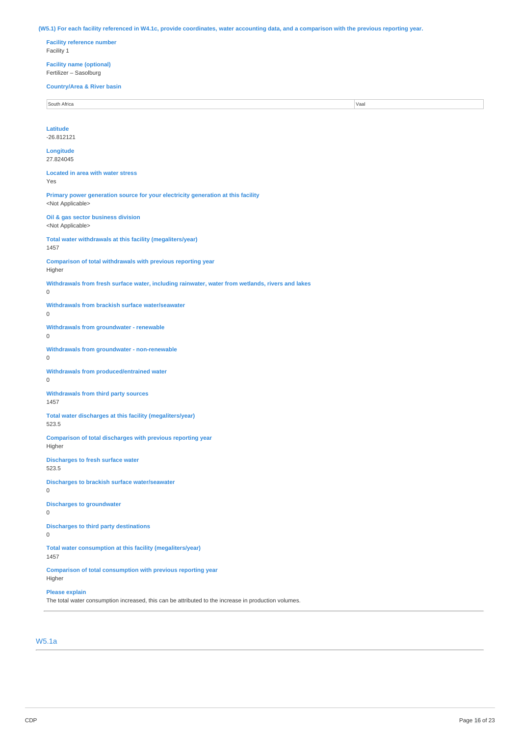(W5.1) For each facility referenced in W4.1c, provide coordinates, water accounting data, and a comparison with the previous reporting year.

**Facility reference number**
Facility 1

**Facility name (optional)**
Fertilizer – Sasolburg

**Country/Area & River basin**

| South Africa | Vaal |
|---|---|

**Latitude**
-26.812121

**Longitude**
27.824045

**Located in area with water stress**
Yes

**Primary power generation source for your electricity generation at this facility**
<Not Applicable>

**Oil & gas sector business division**
<Not Applicable>

**Total water withdrawals at this facility (megaliters/year)**
1457

**Comparison of total withdrawals with previous reporting year**
Higher

**Withdrawals from fresh surface water, including rainwater, water from wetlands, rivers and lakes**
0

**Withdrawals from brackish surface water/seawater**
0

**Withdrawals from groundwater - renewable**
0

**Withdrawals from groundwater - non-renewable**
0

**Withdrawals from produced/entrained water**
0

**Withdrawals from third party sources**
1457

**Total water discharges at this facility (megaliters/year)**
523.5

**Comparison of total discharges with previous reporting year**
Higher

**Discharges to fresh surface water**
523.5

**Discharges to brackish surface water/seawater**
0

**Discharges to groundwater**
0

**Discharges to third party destinations**
0

**Total water consumption at this facility (megaliters/year)**
1457

**Comparison of total consumption with previous reporting year**
Higher

**Please explain**
The total water consumption increased, this can be attributed to the increase in production volumes.

## W5.1a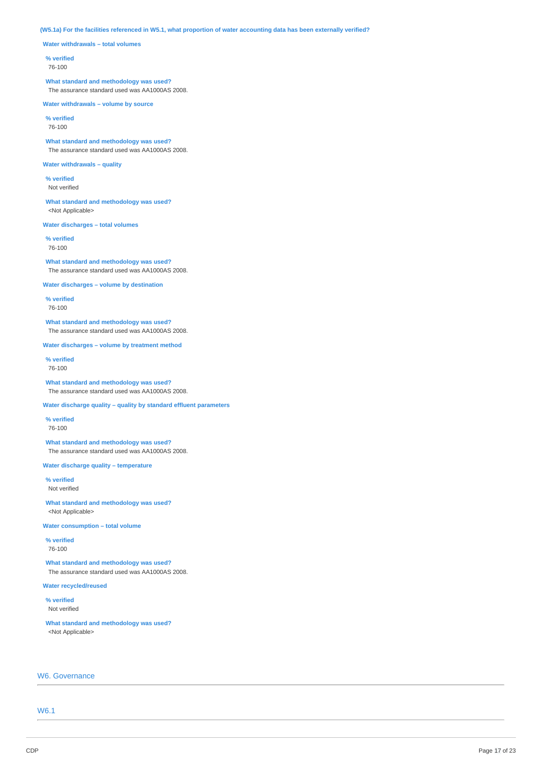**(W5.1a) For the facilities referenced in W5.1, what proportion of water accounting data has been externally verified?**

**Water withdrawals – total volumes**

**% verified**
76-100

**What standard and methodology was used?**
The assurance standard used was AA1000AS 2008.

**Water withdrawals – volume by source**

**% verified**
76-100

**What standard and methodology was used?**
The assurance standard used was AA1000AS 2008.

**Water withdrawals – quality**

**% verified**
Not verified

**What standard and methodology was used?**
<Not Applicable>

**Water discharges – total volumes**

**% verified**
76-100

**What standard and methodology was used?**
The assurance standard used was AA1000AS 2008.

**Water discharges – volume by destination**

**% verified**
76-100

**What standard and methodology was used?**
The assurance standard used was AA1000AS 2008.

**Water discharges – volume by treatment method**

**% verified**
76-100

**What standard and methodology was used?**
The assurance standard used was AA1000AS 2008.

**Water discharge quality – quality by standard effluent parameters**

**% verified**
76-100

**What standard and methodology was used?**
The assurance standard used was AA1000AS 2008.

**Water discharge quality – temperature**

**% verified**
Not verified

**What standard and methodology was used?**
<Not Applicable>

**Water consumption – total volume**

**% verified**
76-100

**What standard and methodology was used?**
The assurance standard used was AA1000AS 2008.

**Water recycled/reused**

**% verified**
Not verified

**What standard and methodology was used?**
<Not Applicable>

## W6. Governance

### W6.1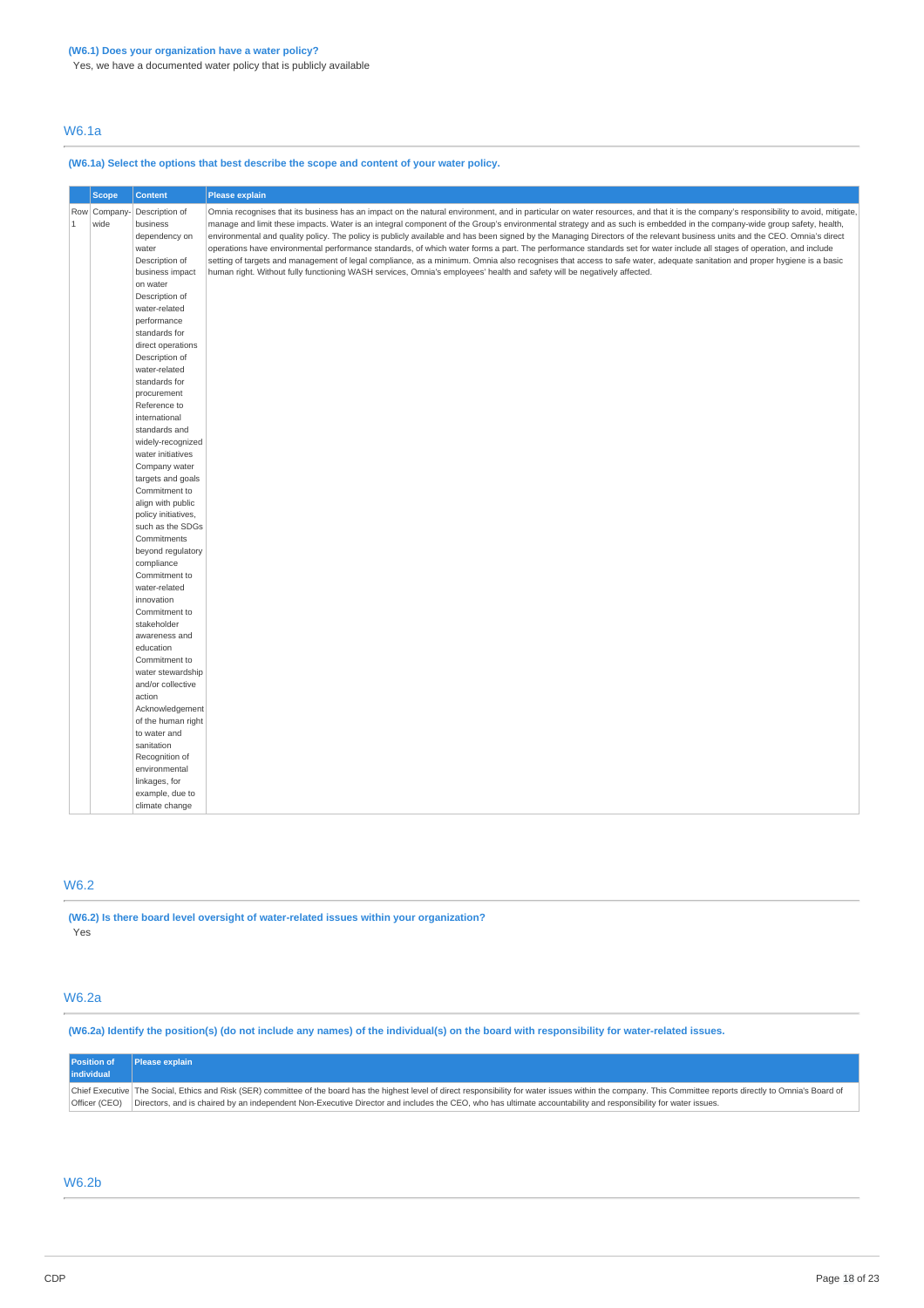**(W6.1) Does your organization have a water policy?**

Yes, we have a documented water policy that is publicly available

## W6.1a

**(W6.1a) Select the options that best describe the scope and content of your water policy.**

| | Scope | Content | Please explain |
|---|---|---|---|
| Row 1 | Company-wide | Description of business dependency on water Description of business impact on water Description of water-related performance standards for direct operations Description of water-related standards for procurement Reference to international standards and widely-recognized water initiatives Company water targets and goals Commitment to align with public policy initiatives, such as the SDGs Commitments beyond regulatory compliance Commitment to water-related innovation Commitment to stakeholder awareness and education Commitment to water stewardship and/or collective action Acknowledgement of the human right to water and sanitation Recognition of environmental linkages, for example, due to climate change | Omnia recognises that its business has an impact on the natural environment, and in particular on water resources, and that it is the company's responsibility to avoid, mitigate, manage and limit these impacts. Water is an integral component of the Group's environmental strategy and as such is embedded in the company-wide group safety, health, environmental and quality policy. The policy is publicly available and has been signed by the Managing Directors of the relevant business units and the CEO. Omnia's direct operations have environmental performance standards, of which water forms a part. The performance standards set for water include all stages of operation, and include setting of targets and management of legal compliance, as a minimum. Omnia also recognises that access to safe water, adequate sanitation and proper hygiene is a basic human right. Without fully functioning WASH services, Omnia's employees' health and safety will be negatively affected. |

## W6.2

**(W6.2) Is there board level oversight of water-related issues within your organization?**

Yes

## W6.2a

**(W6.2a) Identify the position(s) (do not include any names) of the individual(s) on the board with responsibility for water-related issues.**

| Position of individual | Please explain |
|---|---|
| Chief Executive Officer (CEO) | The Social, Ethics and Risk (SER) committee of the board has the highest level of direct responsibility for water issues within the company. This Committee reports directly to Omnia's Board of Directors, and is chaired by an independent Non-Executive Director and includes the CEO, who has ultimate accountability and responsibility for water issues. |

## W6.2b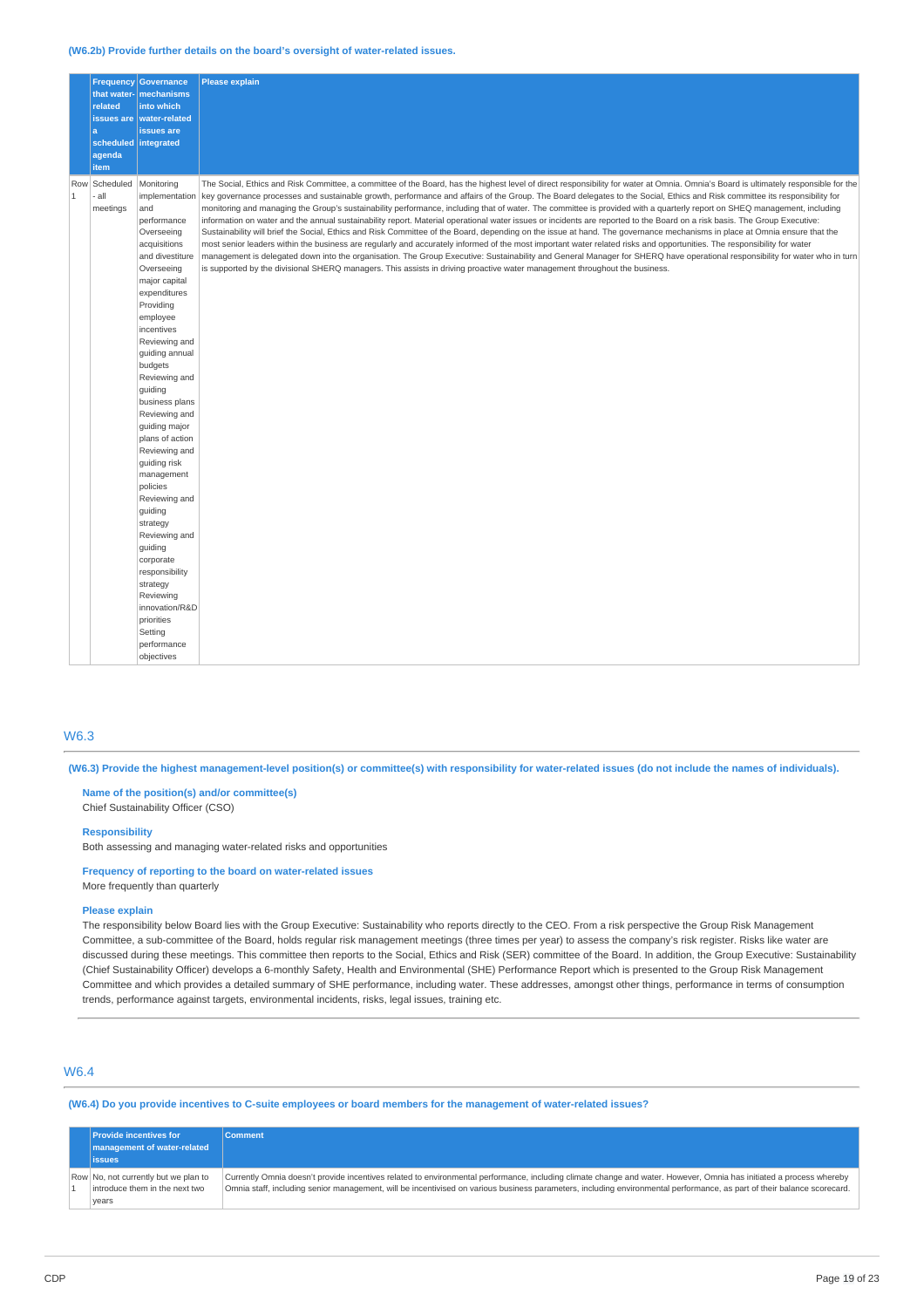(W6.2b) Provide further details on the board's oversight of water-related issues.

| | Frequency that water-related issues are a scheduled agenda item | Governance mechanisms into which water-related issues are integrated | Please explain |
|---|---|---|---|
| Row 1 | Scheduled - all meetings | Monitoring implementation and performance Overseeing acquisitions and divestiture Overseeing major capital expenditures Providing employee incentives Reviewing and guiding annual budgets Reviewing and guiding business plans Reviewing and guiding major plans of action Reviewing and guiding risk management policies Reviewing and guiding strategy Reviewing and guiding corporate responsibility strategy Reviewing innovation/R&D priorities Setting performance objectives | The Social, Ethics and Risk Committee, a committee of the Board, has the highest level of direct responsibility for water at Omnia. Omnia's Board is ultimately responsible for the key governance processes and sustainable growth, performance and affairs of the Group. The Board delegates to the Social, Ethics and Risk committee its responsibility for monitoring and managing the Group's sustainability performance, including that of water. The committee is provided with a quarterly report on SHEQ management, including information on water and the annual sustainability report. Material operational water issues or incidents are reported to the Board on a risk basis. The Group Executive: Sustainability will brief the Social, Ethics and Risk Committee of the Board, depending on the issue at hand. The governance mechanisms in place at Omnia ensure that the most senior leaders within the business are regularly and accurately informed of the most important water related risks and opportunities. The responsibility for water management is delegated down into the organisation. The Group Executive: Sustainability and General Manager for SHERQ have operational responsibility for water who in turn is supported by the divisional SHERQ managers. This assists in driving proactive water management throughout the business. |

## W6.3

**(W6.3) Provide the highest management-level position(s) or committee(s) with responsibility for water-related issues (do not include the names of individuals).**

**Name of the position(s) and/or committee(s)**
Chief Sustainability Officer (CSO)

**Responsibility**
Both assessing and managing water-related risks and opportunities

**Frequency of reporting to the board on water-related issues**
More frequently than quarterly

**Please explain**
The responsibility below Board lies with the Group Executive: Sustainability who reports directly to the CEO. From a risk perspective the Group Risk Management Committee, a sub-committee of the Board, holds regular risk management meetings (three times per year) to assess the company's risk register. Risks like water are discussed during these meetings. This committee then reports to the Social, Ethics and Risk (SER) committee of the Board. In addition, the Group Executive: Sustainability (Chief Sustainability Officer) develops a 6-monthly Safety, Health and Environmental (SHE) Performance Report which is presented to the Group Risk Management Committee and which provides a detailed summary of SHE performance, including water. These addresses, amongst other things, performance in terms of consumption trends, performance against targets, environmental incidents, risks, legal issues, training etc.

## W6.4

**(W6.4) Do you provide incentives to C-suite employees or board members for the management of water-related issues?**

| | Provide incentives for management of water-related issues | Comment |
|---|---|---|
| Row 1 | No, not currently but we plan to introduce them in the next two years | Currently Omnia doesn't provide incentives related to environmental performance, including climate change and water. However, Omnia has initiated a process whereby Omnia staff, including senior management, will be incentivised on various business parameters, including environmental performance, as part of their balance scorecard. |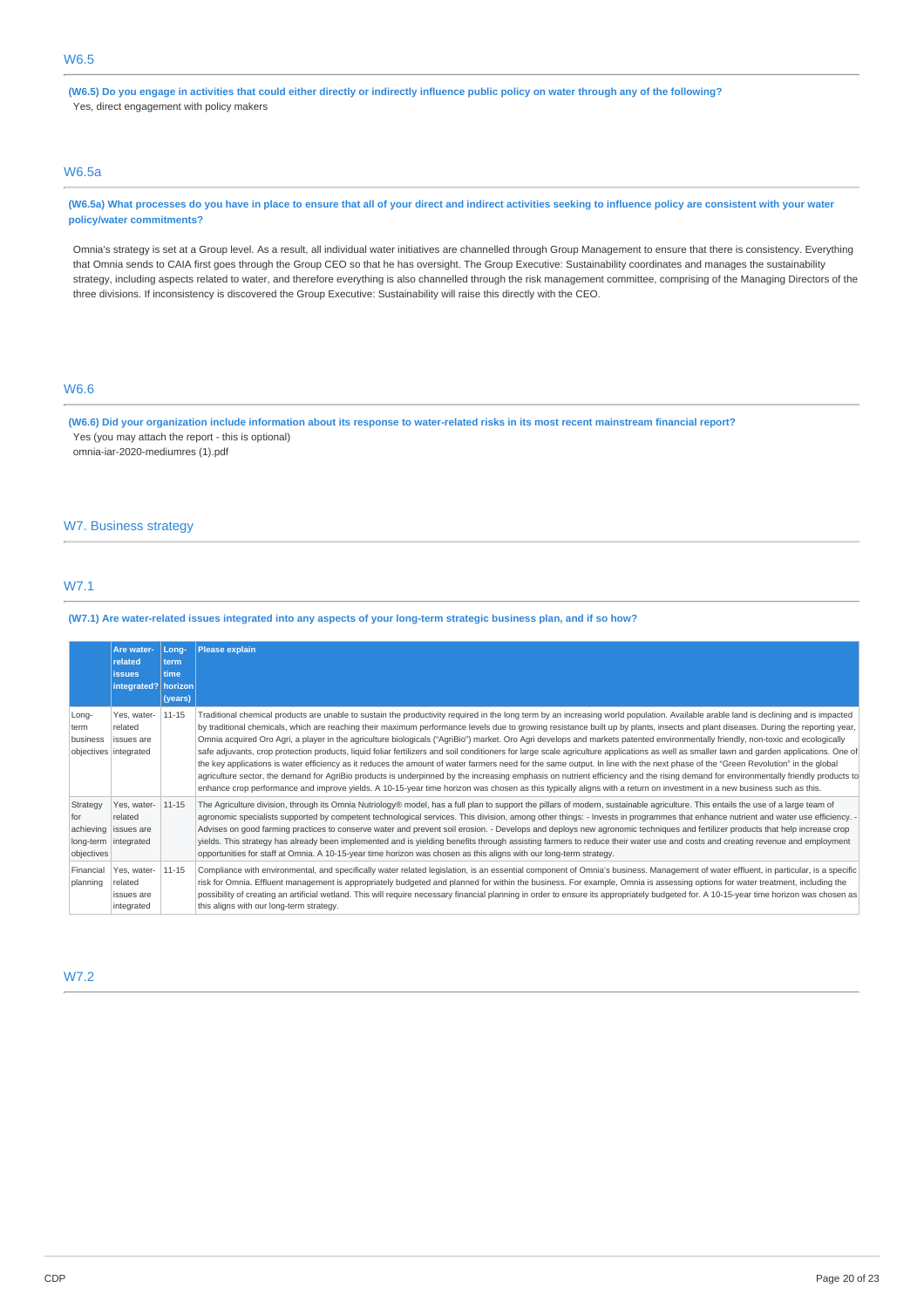## W6.5

**(W6.5) Do you engage in activities that could either directly or indirectly influence public policy on water through any of the following?**

Yes, direct engagement with policy makers

## W6.5a

**(W6.5a) What processes do you have in place to ensure that all of your direct and indirect activities seeking to influence policy are consistent with your water policy/water commitments?**

Omnia's strategy is set at a Group level. As a result, all individual water initiatives are channelled through Group Management to ensure that there is consistency. Everything that Omnia sends to CAIA first goes through the Group CEO so that he has oversight. The Group Executive: Sustainability coordinates and manages the sustainability strategy, including aspects related to water, and therefore everything is also channelled through the risk management committee, comprising of the Managing Directors of the three divisions. If inconsistency is discovered the Group Executive: Sustainability will raise this directly with the CEO.

## W6.6

**(W6.6) Did your organization include information about its response to water-related risks in its most recent mainstream financial report?**

Yes (you may attach the report - this is optional)

omnia-iar-2020-mediumres (1).pdf

# W7. Business strategy

## W7.1

**(W7.1) Are water-related issues integrated into any aspects of your long-term strategic business plan, and if so how?**

| | Are water-related issues integrated? | Long-term time horizon (years) | Please explain |
|---|---|---|---|
| Long-term business objectives | Yes, water-related issues are integrated | 11-15 | Traditional chemical products are unable to sustain the productivity required in the long term by an increasing world population. Available arable land is declining and is impacted by traditional chemicals, which are reaching their maximum performance levels due to growing resistance built up by plants, insects and plant diseases. During the reporting year, Omnia acquired Oro Agri, a player in the agriculture biologicals ("AgriBio") market. Oro Agri develops and markets patented environmentally friendly, non-toxic and ecologically safe adjuvants, crop protection products, liquid foliar fertilizers and soil conditioners for large scale agriculture applications as well as smaller lawn and garden applications. One of the key applications is water efficiency as it reduces the amount of water farmers need for the same output. In line with the next phase of the "Green Revolution" in the global agriculture sector, the demand for AgriBio products is underpinned by the increasing emphasis on nutrient efficiency and the rising demand for environmentally friendly products to enhance crop performance and improve yields. A 10-15-year time horizon was chosen as this typically aligns with a return on investment in a new business such as this. |
| Strategy for achieving long-term objectives | Yes, water-related issues are integrated | 11-15 | The Agriculture division, through its Omnia Nutriology® model, has a full plan to support the pillars of modern, sustainable agriculture. This entails the use of a large team of agronomic specialists supported by competent technological services. This division, among other things: - Invests in programmes that enhance nutrient and water use efficiency. - Advises on good farming practices to conserve water and prevent soil erosion. - Develops and deploys new agronomic techniques and fertilizer products that help increase crop yields. This strategy has already been implemented and is yielding benefits through assisting farmers to reduce their water use and costs and creating revenue and employment opportunities for staff at Omnia. A 10-15-year time horizon was chosen as this aligns with our long-term strategy. |
| Financial planning | Yes, water-related issues are integrated | 11-15 | Compliance with environmental, and specifically water related legislation, is an essential component of Omnia's business. Management of water effluent, in particular, is a specific risk for Omnia. Effluent management is appropriately budgeted and planned for within the business. For example, Omnia is assessing options for water treatment, including the possibility of creating an artificial wetland. This will require necessary financial planning in order to ensure its appropriately budgeted for. A 10-15-year time horizon was chosen as this aligns with our long-term strategy. |

## W7.2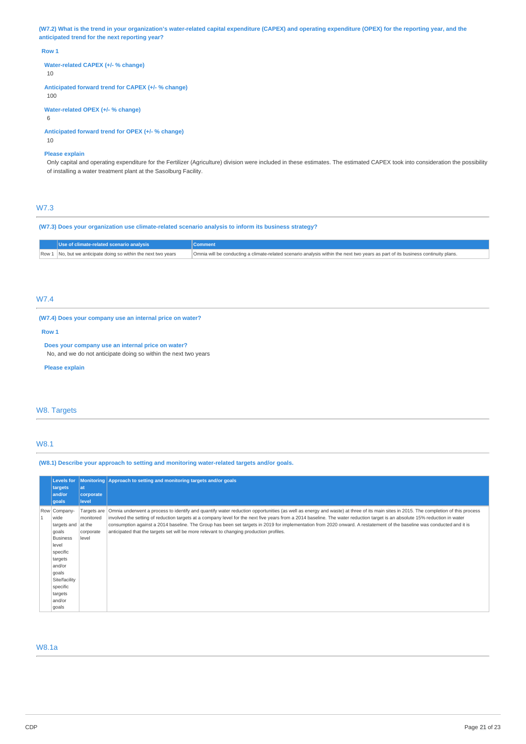**(W7.2) What is the trend in your organization's water-related capital expenditure (CAPEX) and operating expenditure (OPEX) for the reporting year, and the anticipated trend for the next reporting year?**

**Row 1**

**Water-related CAPEX (+/- % change)**
10

**Anticipated forward trend for CAPEX (+/- % change)**
100

**Water-related OPEX (+/- % change)**
6

**Anticipated forward trend for OPEX (+/- % change)**
10

**Please explain**
Only capital and operating expenditure for the Fertilizer (Agriculture) division were included in these estimates. The estimated CAPEX took into consideration the possibility of installing a water treatment plant at the Sasolburg Facility.

## W7.3

**(W7.3) Does your organization use climate-related scenario analysis to inform its business strategy?**

| | Use of climate-related scenario analysis | Comment |
|---|---|---|
| Row 1 | No, but we anticipate doing so within the next two years | Omnia will be conducting a climate-related scenario analysis within the next two years as part of its business continuity plans. |

## W7.4

**(W7.4) Does your company use an internal price on water?**

**Row 1**

**Does your company use an internal price on water?**
No, and we do not anticipate doing so within the next two years

**Please explain**

# W8. Targets

## W8.1

**(W8.1) Describe your approach to setting and monitoring water-related targets and/or goals.**

| | Levels for targets and/or goals | Monitoring at corporate level | Approach to setting and monitoring targets and/or goals |
|---|---|---|---|
| Row 1 | Company-wide targets and goals<br>Business level specific targets and/or goals<br>Site/facility specific targets and/or goals | Targets are monitored at the corporate level | Omnia underwent a process to identify and quantify water reduction opportunities (as well as energy and waste) at three of its main sites in 2015. The completion of this process involved the setting of reduction targets at a company level for the next five years from a 2014 baseline. The water reduction target is an absolute 15% reduction in water consumption against a 2014 baseline. The Group has been set targets in 2019 for implementation from 2020 onward. A restatement of the baseline was conducted and it is anticipated that the targets set will be more relevant to changing production profiles. |

## W8.1a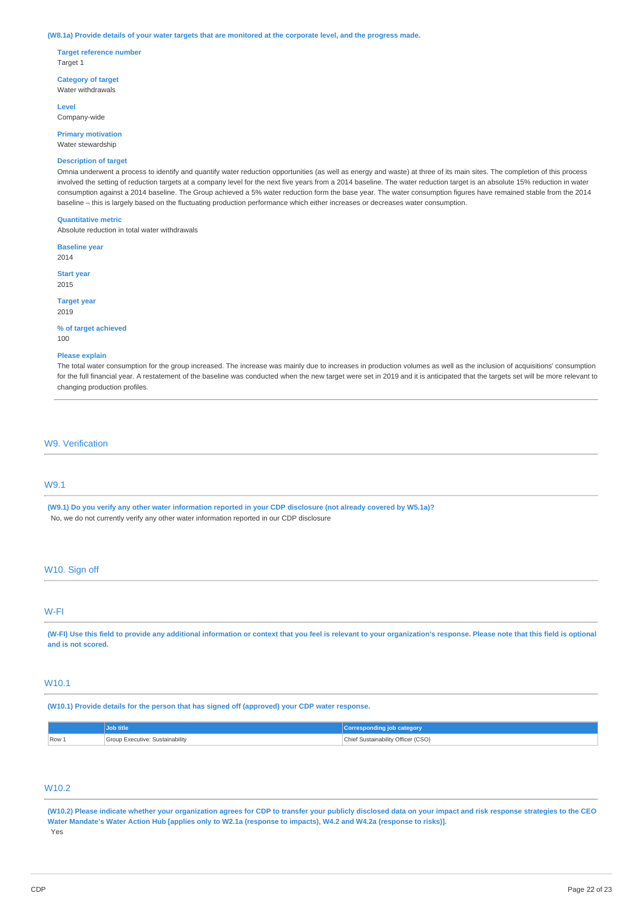**(W8.1a) Provide details of your water targets that are monitored at the corporate level, and the progress made.**

**Target reference number**
Target 1

**Category of target**
Water withdrawals

**Level**
Company-wide

**Primary motivation**
Water stewardship

**Description of target**
Omnia underwent a process to identify and quantify water reduction opportunities (as well as energy and waste) at three of its main sites. The completion of this process involved the setting of reduction targets at a company level for the next five years from a 2014 baseline. The water reduction target is an absolute 15% reduction in water consumption against a 2014 baseline. The Group achieved a 5% water reduction form the base year. The water consumption figures have remained stable from the 2014 baseline – this is largely based on the fluctuating production performance which either increases or decreases water consumption.

**Quantitative metric**
Absolute reduction in total water withdrawals

**Baseline year**
2014

**Start year**
2015

**Target year**
2019

**% of target achieved**
100

**Please explain**
The total water consumption for the group increased. The increase was mainly due to increases in production volumes as well as the inclusion of acquisitions' consumption for the full financial year. A restatement of the baseline was conducted when the new target were set in 2019 and it is anticipated that the targets set will be more relevant to changing production profiles.

## W9. Verification

### W9.1

**(W9.1) Do you verify any other water information reported in your CDP disclosure (not already covered by W5.1a)?**
No, we do not currently verify any other water information reported in our CDP disclosure

## W10. Sign off

### W-FI

**(W-FI) Use this field to provide any additional information or context that you feel is relevant to your organization's response. Please note that this field is optional and is not scored.**

### W10.1

**(W10.1) Provide details for the person that has signed off (approved) your CDP water response.**

| | Job title | Corresponding job category |
|---|---|---|
| Row 1 | Group Executive: Sustainability | Chief Sustainability Officer (CSO) |

### W10.2

**(W10.2) Please indicate whether your organization agrees for CDP to transfer your publicly disclosed data on your impact and risk response strategies to the CEO Water Mandate's Water Action Hub [applies only to W2.1a (response to impacts), W4.2 and W4.2a (response to risks)].**
Yes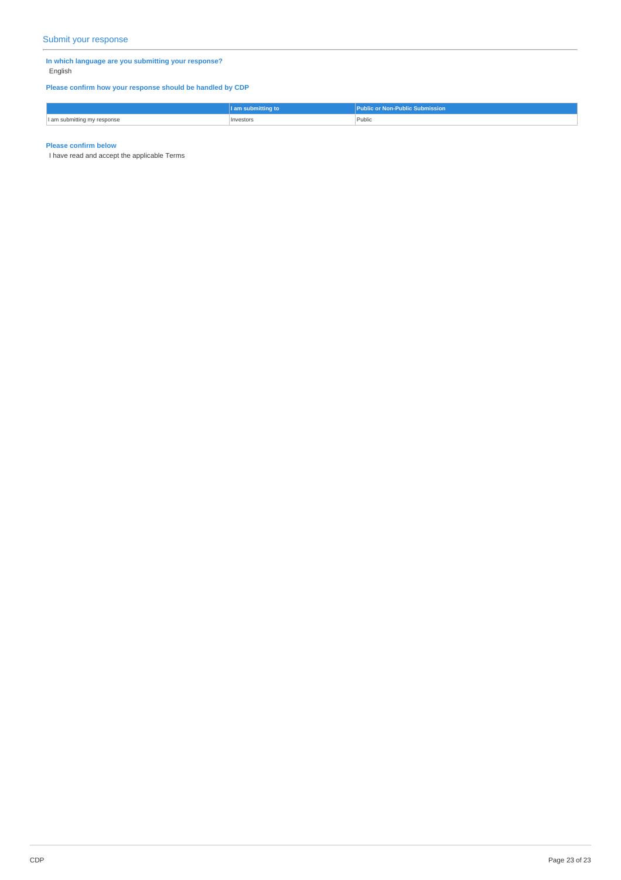## Submit your response

**In which language are you submitting your response?**

English

**Please confirm how your response should be handled by CDP**

| | I am submitting to | Public or Non-Public Submission |
|---|---|---|
| I am submitting my response | Investors | Public |

**Please confirm below**

I have read and accept the applicable Terms